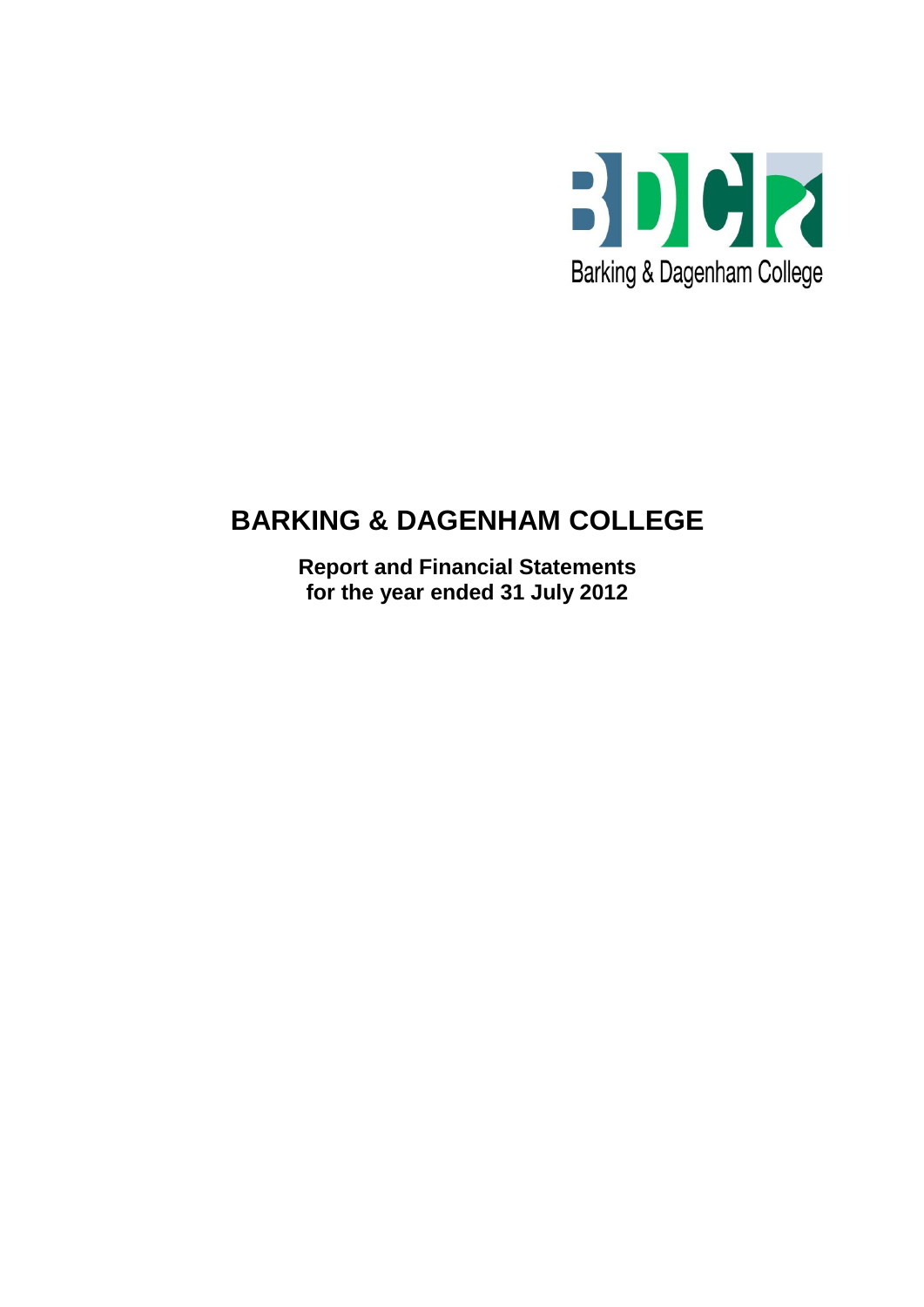Barking & Dagenham College

# BARKING & DAGENHAM COLLEGE

**Report and Financial Statements**
**for the year ended 31 July 2012**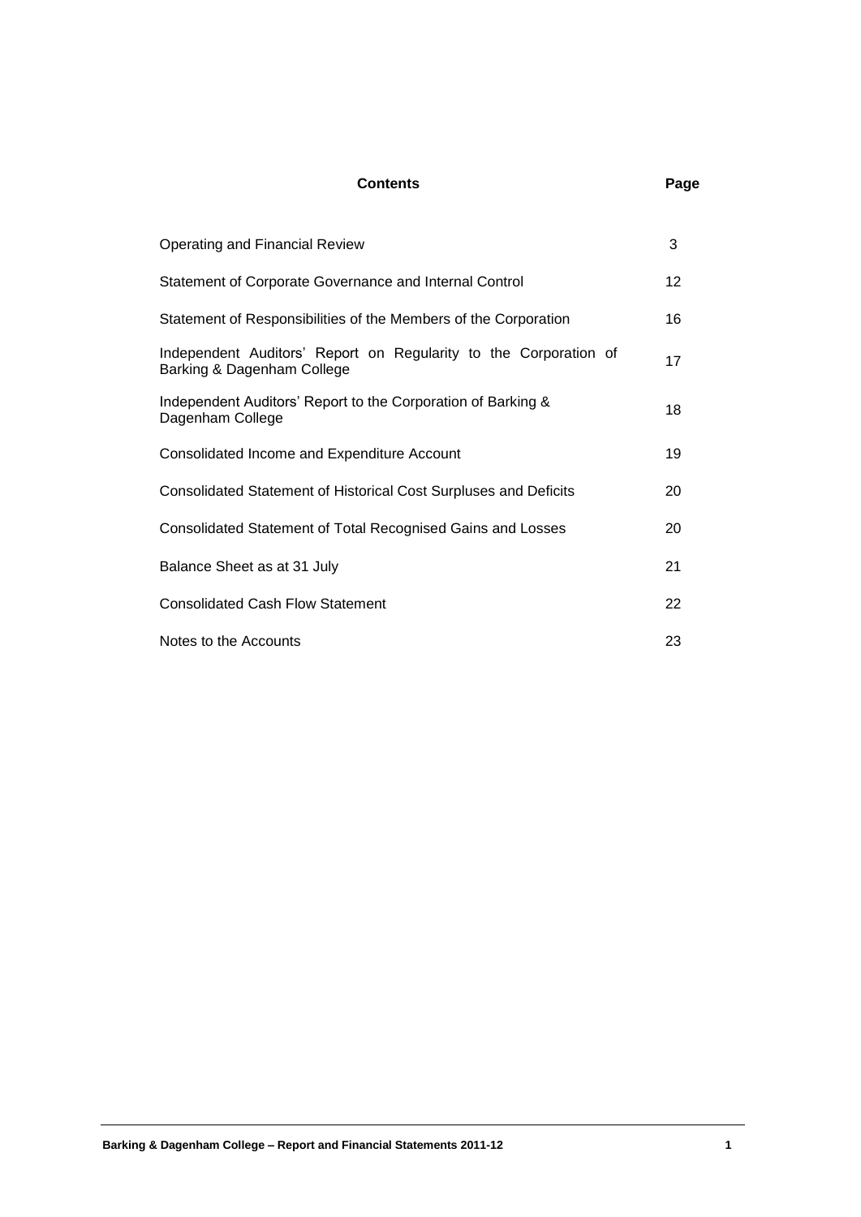| Contents | Page |
|---|---|
| Operating and Financial Review | 3 |
| Statement of Corporate Governance and Internal Control | 12 |
| Statement of Responsibilities of the Members of the Corporation | 16 |
| Independent Auditors' Report on Regularity to the Corporation of Barking & Dagenham College | 17 |
| Independent Auditors' Report to the Corporation of Barking & Dagenham College | 18 |
| Consolidated Income and Expenditure Account | 19 |
| Consolidated Statement of Historical Cost Surpluses and Deficits | 20 |
| Consolidated Statement of Total Recognised Gains and Losses | 20 |
| Balance Sheet as at 31 July | 21 |
| Consolidated Cash Flow Statement | 22 |
| Notes to the Accounts | 23 |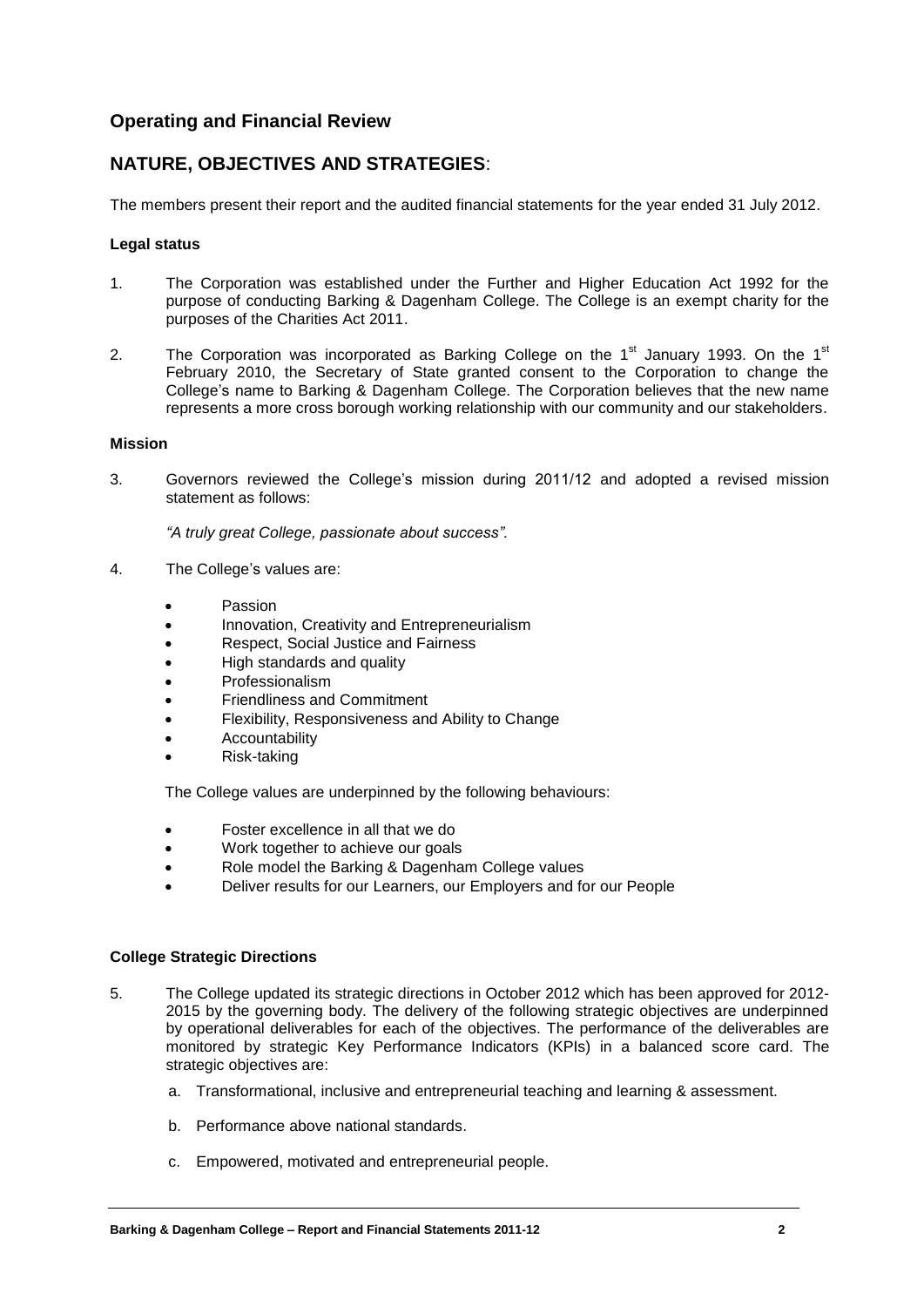## Operating and Financial Review

## NATURE, OBJECTIVES AND STRATEGIES:

The members present their report and the audited financial statements for the year ended 31 July 2012.

### Legal status

1. The Corporation was established under the Further and Higher Education Act 1992 for the purpose of conducting Barking & Dagenham College. The College is an exempt charity for the purposes of the Charities Act 2011.

2. The Corporation was incorporated as Barking College on the 1st January 1993. On the 1st February 2010, the Secretary of State granted consent to the Corporation to change the College's name to Barking & Dagenham College. The Corporation believes that the new name represents a more cross borough working relationship with our community and our stakeholders.

### Mission

3. Governors reviewed the College's mission during 2011/12 and adopted a revised mission statement as follows:

   *"A truly great College, passionate about success".*

4. The College's values are:

   - Passion
   - Innovation, Creativity and Entrepreneurialism
   - Respect, Social Justice and Fairness
   - High standards and quality
   - Professionalism
   - Friendliness and Commitment
   - Flexibility, Responsiveness and Ability to Change
   - Accountability
   - Risk-taking

   The College values are underpinned by the following behaviours:

   - Foster excellence in all that we do
   - Work together to achieve our goals
   - Role model the Barking & Dagenham College values
   - Deliver results for our Learners, our Employers and for our People

### College Strategic Directions

5. The College updated its strategic directions in October 2012 which has been approved for 2012-2015 by the governing body. The delivery of the following strategic objectives are underpinned by operational deliverables for each of the objectives. The performance of the deliverables are monitored by strategic Key Performance Indicators (KPIs) in a balanced score card. The strategic objectives are:

   a. Transformational, inclusive and entrepreneurial teaching and learning & assessment.

   b. Performance above national standards.

   c. Empowered, motivated and entrepreneurial people.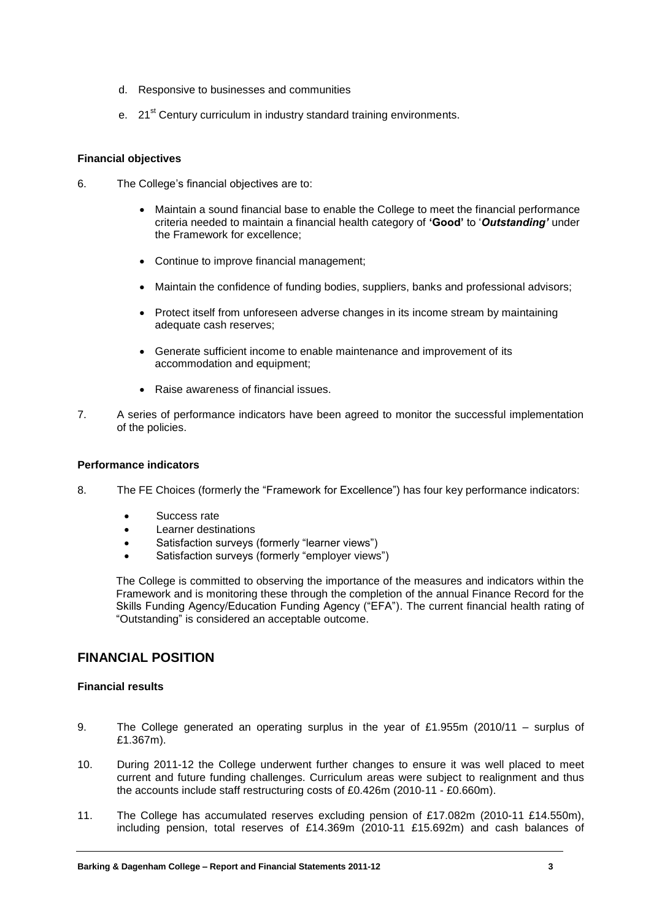d. Responsive to businesses and communities

e. 21st Century curriculum in industry standard training environments.

**Financial objectives**

6. The College's financial objectives are to:

 - Maintain a sound financial base to enable the College to meet the financial performance criteria needed to maintain a financial health category of **'Good'** to '***Outstanding'*** under the Framework for excellence;
 - Continue to improve financial management;
 - Maintain the confidence of funding bodies, suppliers, banks and professional advisors;
 - Protect itself from unforeseen adverse changes in its income stream by maintaining adequate cash reserves;
 - Generate sufficient income to enable maintenance and improvement of its accommodation and equipment;
 - Raise awareness of financial issues.

7. A series of performance indicators have been agreed to monitor the successful implementation of the policies.

**Performance indicators**

8. The FE Choices (formerly the "Framework for Excellence") has four key performance indicators:

 - Success rate
 - Learner destinations
 - Satisfaction surveys (formerly "learner views")
 - Satisfaction surveys (formerly "employer views")

 The College is committed to observing the importance of the measures and indicators within the Framework and is monitoring these through the completion of the annual Finance Record for the Skills Funding Agency/Education Funding Agency ("EFA"). The current financial health rating of "Outstanding" is considered an acceptable outcome.

## FINANCIAL POSITION

**Financial results**

9. The College generated an operating surplus in the year of £1.955m (2010/11 – surplus of £1.367m).

10. During 2011-12 the College underwent further changes to ensure it was well placed to meet current and future funding challenges. Curriculum areas were subject to realignment and thus the accounts include staff restructuring costs of £0.426m (2010-11 - £0.660m).

11. The College has accumulated reserves excluding pension of £17.082m (2010-11 £14.550m), including pension, total reserves of £14.369m (2010-11 £15.692m) and cash balances of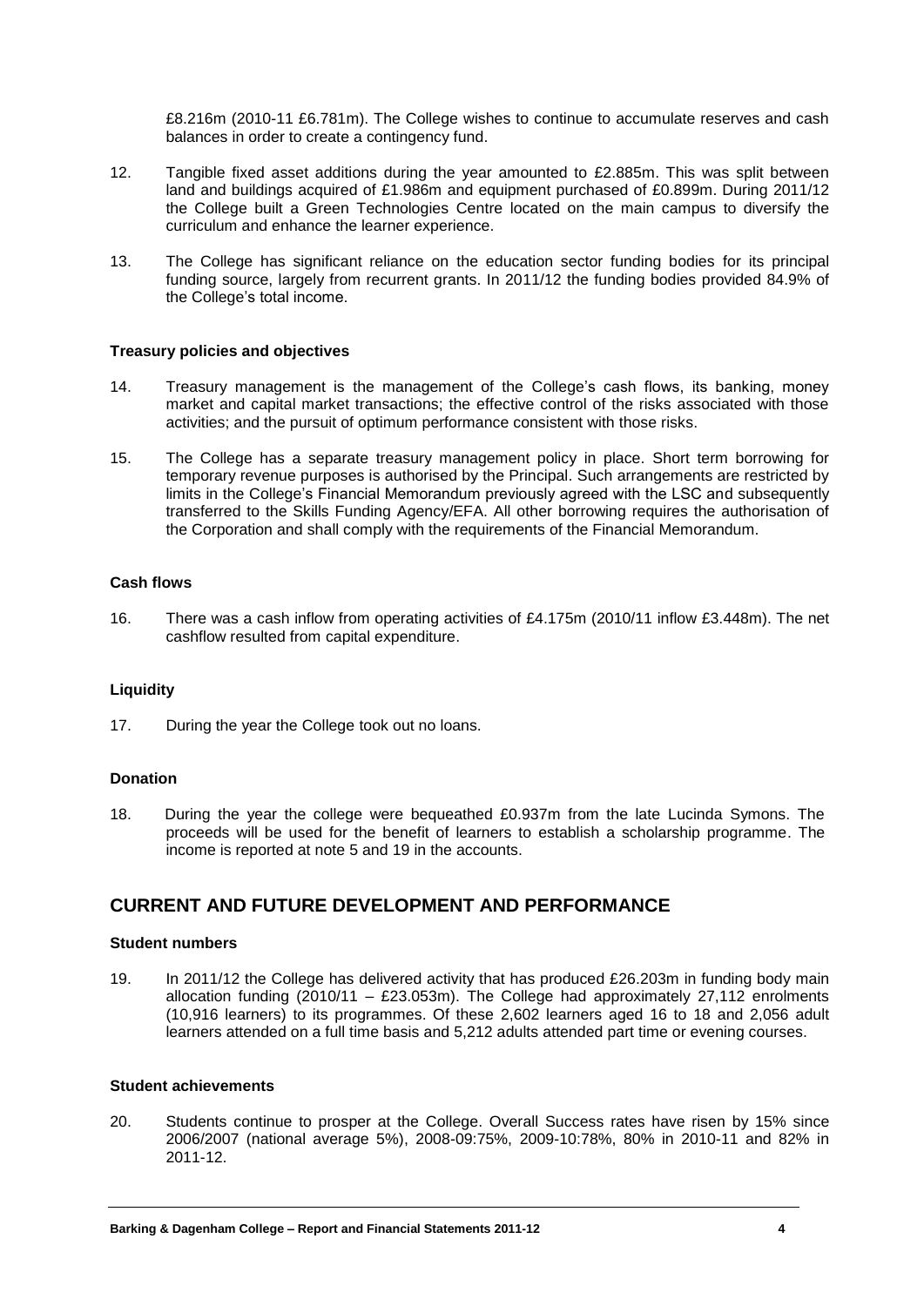£8.216m (2010-11 £6.781m). The College wishes to continue to accumulate reserves and cash balances in order to create a contingency fund.

12. Tangible fixed asset additions during the year amounted to £2.885m. This was split between land and buildings acquired of £1.986m and equipment purchased of £0.899m. During 2011/12 the College built a Green Technologies Centre located on the main campus to diversify the curriculum and enhance the learner experience.

13. The College has significant reliance on the education sector funding bodies for its principal funding source, largely from recurrent grants. In 2011/12 the funding bodies provided 84.9% of the College's total income.

**Treasury policies and objectives**

14. Treasury management is the management of the College's cash flows, its banking, money market and capital market transactions; the effective control of the risks associated with those activities; and the pursuit of optimum performance consistent with those risks.

15. The College has a separate treasury management policy in place. Short term borrowing for temporary revenue purposes is authorised by the Principal. Such arrangements are restricted by limits in the College's Financial Memorandum previously agreed with the LSC and subsequently transferred to the Skills Funding Agency/EFA. All other borrowing requires the authorisation of the Corporation and shall comply with the requirements of the Financial Memorandum.

**Cash flows**

16. There was a cash inflow from operating activities of £4.175m (2010/11 inflow £3.448m). The net cashflow resulted from capital expenditure.

**Liquidity**

17. During the year the College took out no loans.

**Donation**

18. During the year the college were bequeathed £0.937m from the late Lucinda Symons. The proceeds will be used for the benefit of learners to establish a scholarship programme. The income is reported at note 5 and 19 in the accounts.

## CURRENT AND FUTURE DEVELOPMENT AND PERFORMANCE

**Student numbers**

19. In 2011/12 the College has delivered activity that has produced £26.203m in funding body main allocation funding (2010/11 – £23.053m). The College had approximately 27,112 enrolments (10,916 learners) to its programmes. Of these 2,602 learners aged 16 to 18 and 2,056 adult learners attended on a full time basis and 5,212 adults attended part time or evening courses.

**Student achievements**

20. Students continue to prosper at the College. Overall Success rates have risen by 15% since 2006/2007 (national average 5%), 2008-09:75%, 2009-10:78%, 80% in 2010-11 and 82% in 2011-12.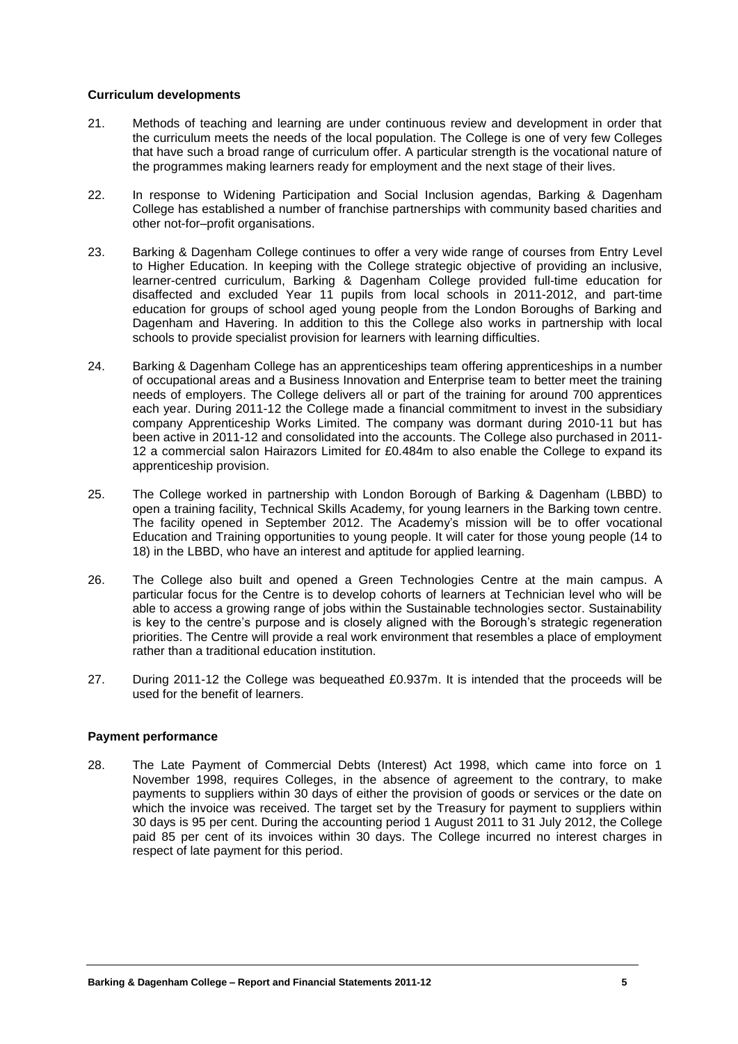### Curriculum developments

21. Methods of teaching and learning are under continuous review and development in order that the curriculum meets the needs of the local population. The College is one of very few Colleges that have such a broad range of curriculum offer. A particular strength is the vocational nature of the programmes making learners ready for employment and the next stage of their lives.

22. In response to Widening Participation and Social Inclusion agendas, Barking & Dagenham College has established a number of franchise partnerships with community based charities and other not-for–profit organisations.

23. Barking & Dagenham College continues to offer a very wide range of courses from Entry Level to Higher Education. In keeping with the College strategic objective of providing an inclusive, learner-centred curriculum, Barking & Dagenham College provided full-time education for disaffected and excluded Year 11 pupils from local schools in 2011-2012, and part-time education for groups of school aged young people from the London Boroughs of Barking and Dagenham and Havering. In addition to this the College also works in partnership with local schools to provide specialist provision for learners with learning difficulties.

24. Barking & Dagenham College has an apprenticeships team offering apprenticeships in a number of occupational areas and a Business Innovation and Enterprise team to better meet the training needs of employers. The College delivers all or part of the training for around 700 apprentices each year. During 2011-12 the College made a financial commitment to invest in the subsidiary company Apprenticeship Works Limited. The company was dormant during 2010-11 but has been active in 2011-12 and consolidated into the accounts. The College also purchased in 2011-12 a commercial salon Hairazors Limited for £0.484m to also enable the College to expand its apprenticeship provision.

25. The College worked in partnership with London Borough of Barking & Dagenham (LBBD) to open a training facility, Technical Skills Academy, for young learners in the Barking town centre. The facility opened in September 2012. The Academy's mission will be to offer vocational Education and Training opportunities to young people. It will cater for those young people (14 to 18) in the LBBD, who have an interest and aptitude for applied learning.

26. The College also built and opened a Green Technologies Centre at the main campus. A particular focus for the Centre is to develop cohorts of learners at Technician level who will be able to access a growing range of jobs within the Sustainable technologies sector. Sustainability is key to the centre's purpose and is closely aligned with the Borough's strategic regeneration priorities. The Centre will provide a real work environment that resembles a place of employment rather than a traditional education institution.

27. During 2011-12 the College was bequeathed £0.937m. It is intended that the proceeds will be used for the benefit of learners.

### Payment performance

28. The Late Payment of Commercial Debts (Interest) Act 1998, which came into force on 1 November 1998, requires Colleges, in the absence of agreement to the contrary, to make payments to suppliers within 30 days of either the provision of goods or services or the date on which the invoice was received. The target set by the Treasury for payment to suppliers within 30 days is 95 per cent. During the accounting period 1 August 2011 to 31 July 2012, the College paid 85 per cent of its invoices within 30 days. The College incurred no interest charges in respect of late payment for this period.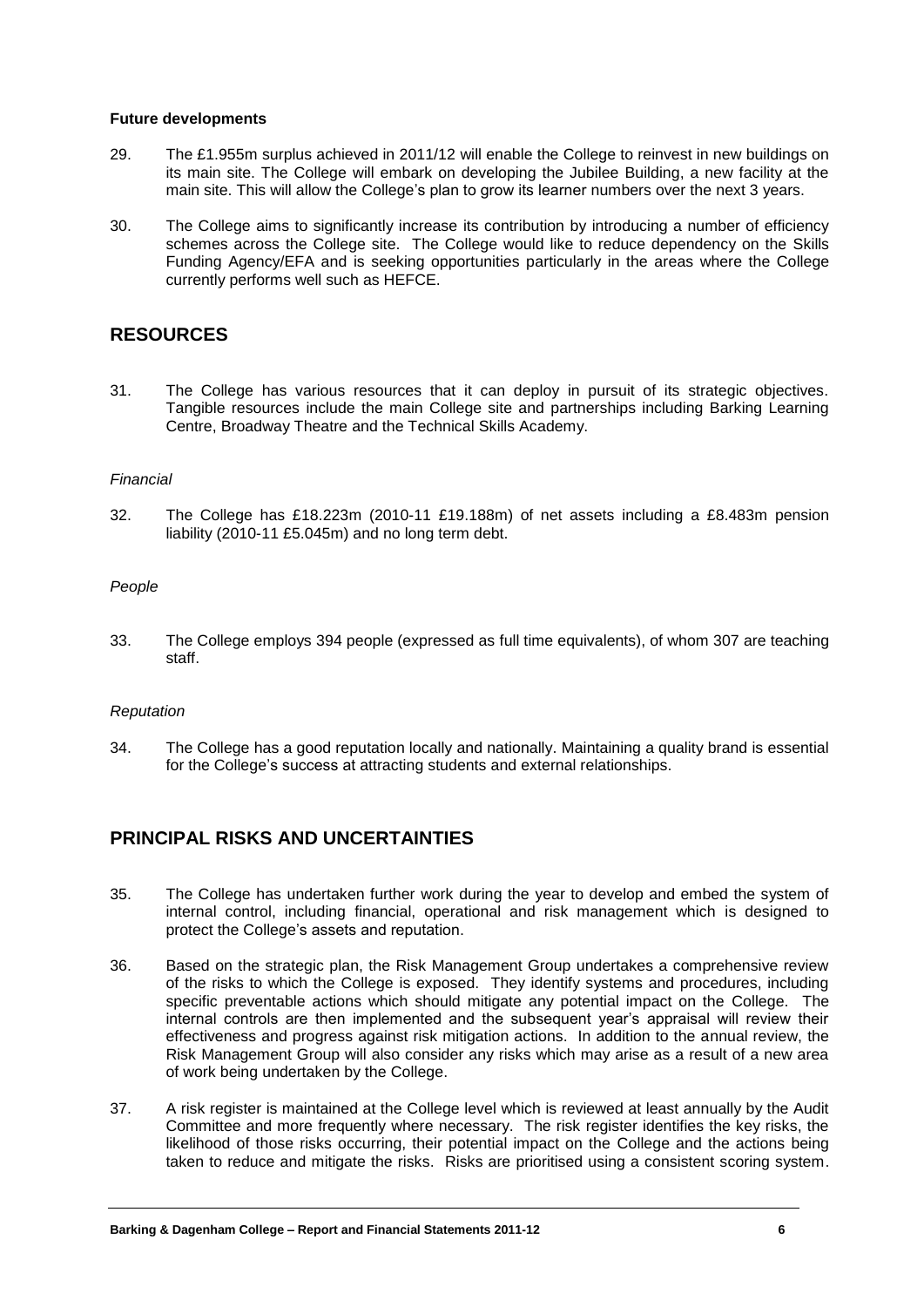**Future developments**

29. The £1.955m surplus achieved in 2011/12 will enable the College to reinvest in new buildings on its main site. The College will embark on developing the Jubilee Building, a new facility at the main site. This will allow the College's plan to grow its learner numbers over the next 3 years.

30. The College aims to significantly increase its contribution by introducing a number of efficiency schemes across the College site. The College would like to reduce dependency on the Skills Funding Agency/EFA and is seeking opportunities particularly in the areas where the College currently performs well such as HEFCE.

## RESOURCES

31. The College has various resources that it can deploy in pursuit of its strategic objectives. Tangible resources include the main College site and partnerships including Barking Learning Centre, Broadway Theatre and the Technical Skills Academy.

*Financial*

32. The College has £18.223m (2010-11 £19.188m) of net assets including a £8.483m pension liability (2010-11 £5.045m) and no long term debt.

*People*

33. The College employs 394 people (expressed as full time equivalents), of whom 307 are teaching staff.

*Reputation*

34. The College has a good reputation locally and nationally. Maintaining a quality brand is essential for the College's success at attracting students and external relationships.

## PRINCIPAL RISKS AND UNCERTAINTIES

35. The College has undertaken further work during the year to develop and embed the system of internal control, including financial, operational and risk management which is designed to protect the College's assets and reputation.

36. Based on the strategic plan, the Risk Management Group undertakes a comprehensive review of the risks to which the College is exposed. They identify systems and procedures, including specific preventable actions which should mitigate any potential impact on the College. The internal controls are then implemented and the subsequent year's appraisal will review their effectiveness and progress against risk mitigation actions. In addition to the annual review, the Risk Management Group will also consider any risks which may arise as a result of a new area of work being undertaken by the College.

37. A risk register is maintained at the College level which is reviewed at least annually by the Audit Committee and more frequently where necessary. The risk register identifies the key risks, the likelihood of those risks occurring, their potential impact on the College and the actions being taken to reduce and mitigate the risks. Risks are prioritised using a consistent scoring system.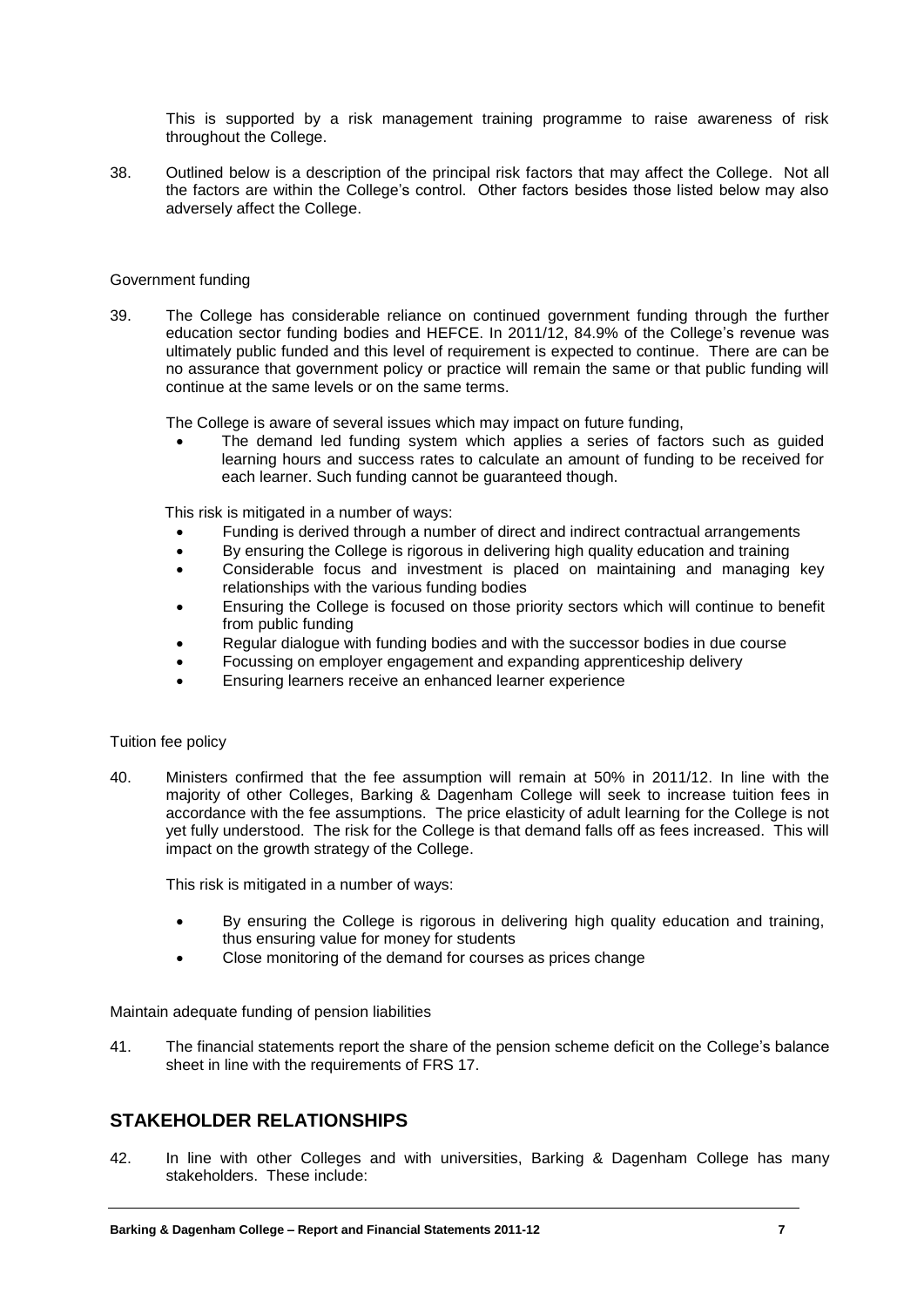This is supported by a risk management training programme to raise awareness of risk throughout the College.

38. Outlined below is a description of the principal risk factors that may affect the College. Not all the factors are within the College's control. Other factors besides those listed below may also adversely affect the College.

Government funding

39. The College has considerable reliance on continued government funding through the further education sector funding bodies and HEFCE. In 2011/12, 84.9% of the College's revenue was ultimately public funded and this level of requirement is expected to continue. There are can be no assurance that government policy or practice will remain the same or that public funding will continue at the same levels or on the same terms.

    The College is aware of several issues which may impact on future funding,

    - The demand led funding system which applies a series of factors such as guided learning hours and success rates to calculate an amount of funding to be received for each learner. Such funding cannot be guaranteed though.

    This risk is mitigated in a number of ways:

    - Funding is derived through a number of direct and indirect contractual arrangements
    - By ensuring the College is rigorous in delivering high quality education and training
    - Considerable focus and investment is placed on maintaining and managing key relationships with the various funding bodies
    - Ensuring the College is focused on those priority sectors which will continue to benefit from public funding
    - Regular dialogue with funding bodies and with the successor bodies in due course
    - Focussing on employer engagement and expanding apprenticeship delivery
    - Ensuring learners receive an enhanced learner experience

Tuition fee policy

40. Ministers confirmed that the fee assumption will remain at 50% in 2011/12. In line with the majority of other Colleges, Barking & Dagenham College will seek to increase tuition fees in accordance with the fee assumptions. The price elasticity of adult learning for the College is not yet fully understood. The risk for the College is that demand falls off as fees increased. This will impact on the growth strategy of the College.

    This risk is mitigated in a number of ways:

    - By ensuring the College is rigorous in delivering high quality education and training, thus ensuring value for money for students
    - Close monitoring of the demand for courses as prices change

Maintain adequate funding of pension liabilities

41. The financial statements report the share of the pension scheme deficit on the College's balance sheet in line with the requirements of FRS 17.

## STAKEHOLDER RELATIONSHIPS

42. In line with other Colleges and with universities, Barking & Dagenham College has many stakeholders. These include: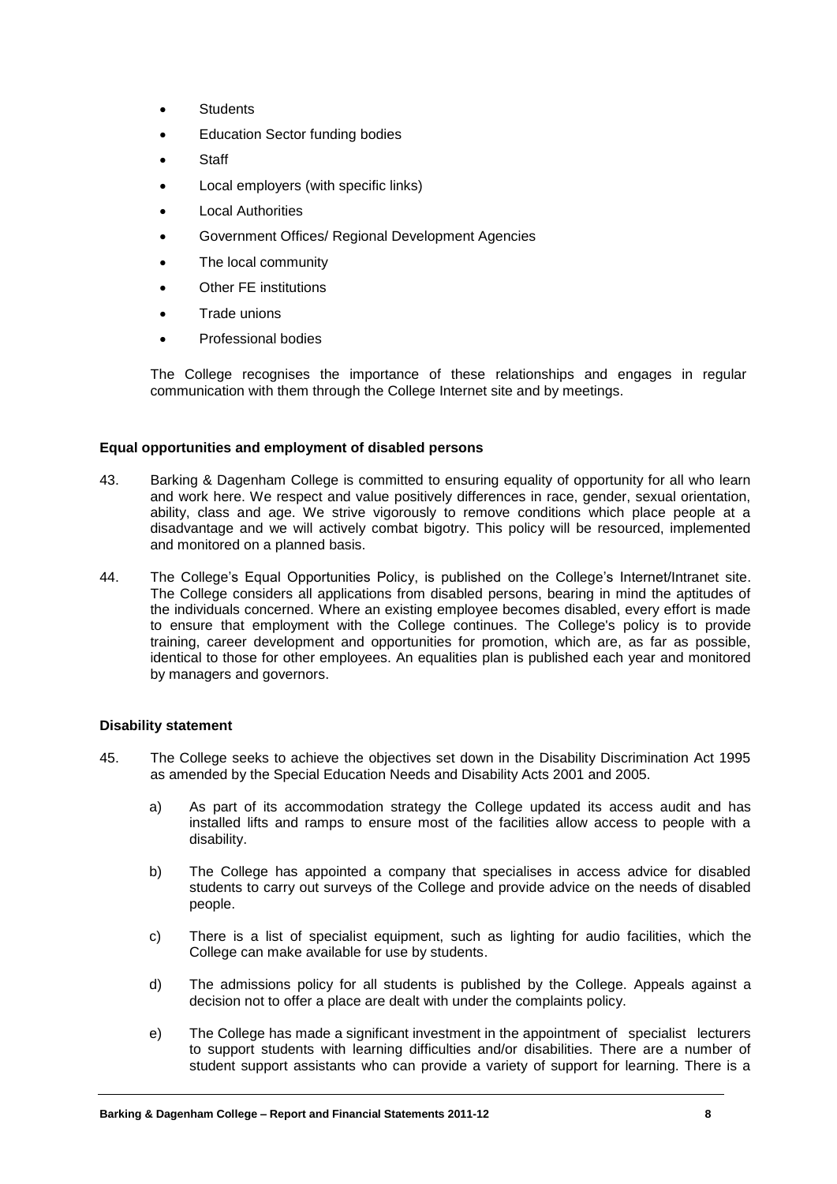- Students
- Education Sector funding bodies
- Staff
- Local employers (with specific links)
- Local Authorities
- Government Offices/ Regional Development Agencies
- The local community
- Other FE institutions
- Trade unions
- Professional bodies

The College recognises the importance of these relationships and engages in regular communication with them through the College Internet site and by meetings.

**Equal opportunities and employment of disabled persons**

43. Barking & Dagenham College is committed to ensuring equality of opportunity for all who learn and work here. We respect and value positively differences in race, gender, sexual orientation, ability, class and age. We strive vigorously to remove conditions which place people at a disadvantage and we will actively combat bigotry. This policy will be resourced, implemented and monitored on a planned basis.

44. The College's Equal Opportunities Policy, is published on the College's Internet/Intranet site. The College considers all applications from disabled persons, bearing in mind the aptitudes of the individuals concerned. Where an existing employee becomes disabled, every effort is made to ensure that employment with the College continues. The College's policy is to provide training, career development and opportunities for promotion, which are, as far as possible, identical to those for other employees. An equalities plan is published each year and monitored by managers and governors.

**Disability statement**

45. The College seeks to achieve the objectives set down in the Disability Discrimination Act 1995 as amended by the Special Education Needs and Disability Acts 2001 and 2005.

    a) As part of its accommodation strategy the College updated its access audit and has installed lifts and ramps to ensure most of the facilities allow access to people with a disability.

    b) The College has appointed a company that specialises in access advice for disabled students to carry out surveys of the College and provide advice on the needs of disabled people.

    c) There is a list of specialist equipment, such as lighting for audio facilities, which the College can make available for use by students.

    d) The admissions policy for all students is published by the College. Appeals against a decision not to offer a place are dealt with under the complaints policy.

    e) The College has made a significant investment in the appointment of specialist lecturers to support students with learning difficulties and/or disabilities. There are a number of student support assistants who can provide a variety of support for learning. There is a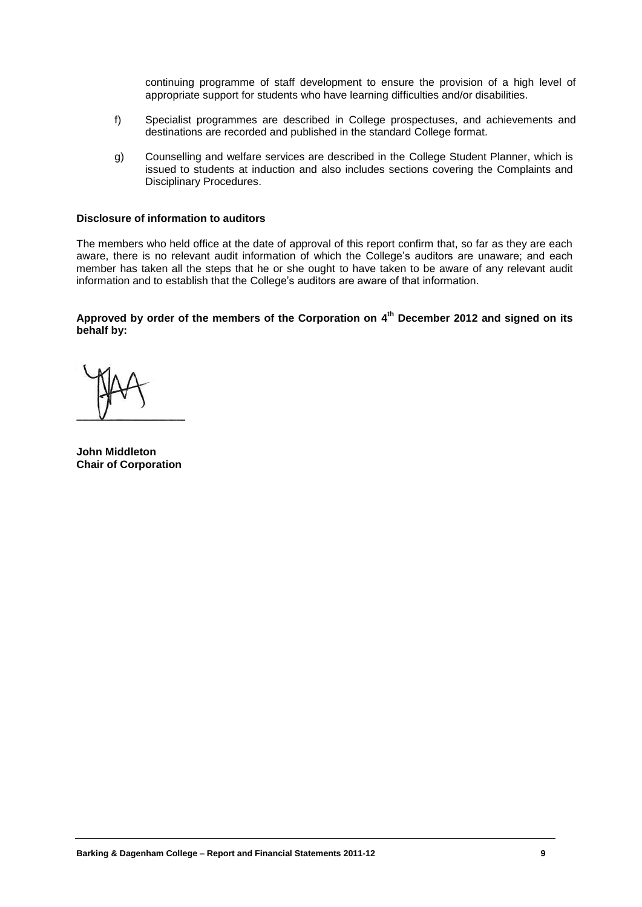continuing programme of staff development to ensure the provision of a high level of appropriate support for students who have learning difficulties and/or disabilities.

f) Specialist programmes are described in College prospectuses, and achievements and destinations are recorded and published in the standard College format.

g) Counselling and welfare services are described in the College Student Planner, which is issued to students at induction and also includes sections covering the Complaints and Disciplinary Procedures.

**Disclosure of information to auditors**

The members who held office at the date of approval of this report confirm that, so far as they are each aware, there is no relevant audit information of which the College's auditors are unaware; and each member has taken all the steps that he or she ought to have taken to be aware of any relevant audit information and to establish that the College's auditors are aware of that information.

**Approved by order of the members of the Corporation on 4th December 2012 and signed on its behalf by:**

**John Middleton**
**Chair of Corporation**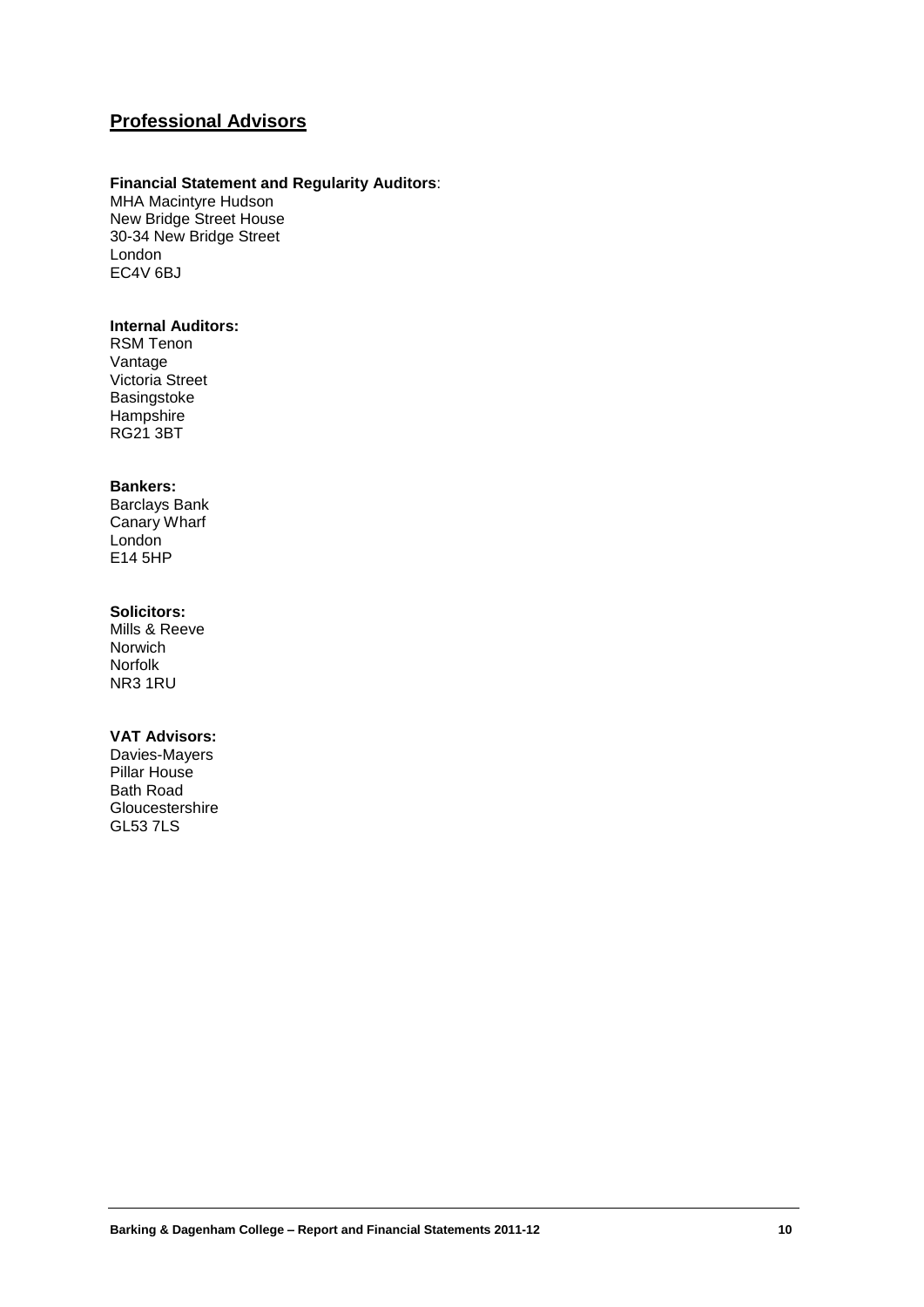## Professional Advisors

**Financial Statement and Regularity Auditors**:
MHA Macintyre Hudson
New Bridge Street House
30-34 New Bridge Street
London
EC4V 6BJ

**Internal Auditors:**
RSM Tenon
Vantage
Victoria Street
Basingstoke
Hampshire
RG21 3BT

**Bankers:**
Barclays Bank
Canary Wharf
London
E14 5HP

**Solicitors:**
Mills & Reeve
Norwich
Norfolk
NR3 1RU

**VAT Advisors:**
Davies-Mayers
Pillar House
Bath Road
Gloucestershire
GL53 7LS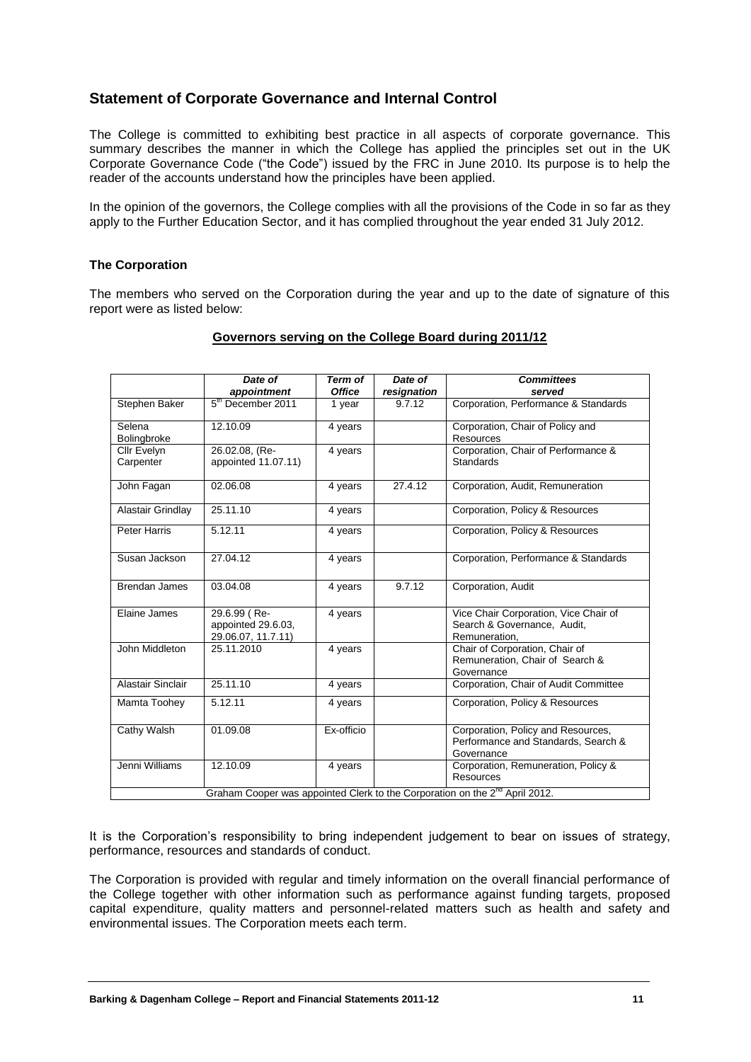## Statement of Corporate Governance and Internal Control

The College is committed to exhibiting best practice in all aspects of corporate governance. This summary describes the manner in which the College has applied the principles set out in the UK Corporate Governance Code ("the Code") issued by the FRC in June 2010. Its purpose is to help the reader of the accounts understand how the principles have been applied.

In the opinion of the governors, the College complies with all the provisions of the Code in so far as they apply to the Further Education Sector, and it has complied throughout the year ended 31 July 2012.

### The Corporation

The members who served on the Corporation during the year and up to the date of signature of this report were as listed below:

**Governors serving on the College Board during 2011/12**

| | *Date of appointment* | *Term of Office* | *Date of resignation* | *Committees served* |
|---|---|---|---|---|
| Stephen Baker | 5th December 2011 | 1 year | 9.7.12 | Corporation, Performance & Standards |
| Selena Bolingbroke | 12.10.09 | 4 years | | Corporation, Chair of Policy and Resources |
| Cllr Evelyn Carpenter | 26.02.08, (Re-appointed 11.07.11) | 4 years | | Corporation, Chair of Performance & Standards |
| John Fagan | 02.06.08 | 4 years | 27.4.12 | Corporation, Audit, Remuneration |
| Alastair Grindlay | 25.11.10 | 4 years | | Corporation, Policy & Resources |
| Peter Harris | 5.12.11 | 4 years | | Corporation, Policy & Resources |
| Susan Jackson | 27.04.12 | 4 years | | Corporation, Performance & Standards |
| Brendan James | 03.04.08 | 4 years | 9.7.12 | Corporation, Audit |
| Elaine James | 29.6.99 ( Re-appointed 29.6.03, 29.06.07, 11.7.11) | 4 years | | Vice Chair Corporation, Vice Chair of Search & Governance, Audit, Remuneration, |
| John Middleton | 25.11.2010 | 4 years | | Chair of Corporation, Chair of Remuneration, Chair of Search & Governance |
| Alastair Sinclair | 25.11.10 | 4 years | | Corporation, Chair of Audit Committee |
| Mamta Toohey | 5.12.11 | 4 years | | Corporation, Policy & Resources |
| Cathy Walsh | 01.09.08 | Ex-officio | | Corporation, Policy and Resources, Performance and Standards, Search & Governance |
| Jenni Williams | 12.10.09 | 4 years | | Corporation, Remuneration, Policy & Resources |
| Graham Cooper was appointed Clerk to the Corporation on the 2nd April 2012. | | | | |

It is the Corporation's responsibility to bring independent judgement to bear on issues of strategy, performance, resources and standards of conduct.

The Corporation is provided with regular and timely information on the overall financial performance of the College together with other information such as performance against funding targets, proposed capital expenditure, quality matters and personnel-related matters such as health and safety and environmental issues. The Corporation meets each term.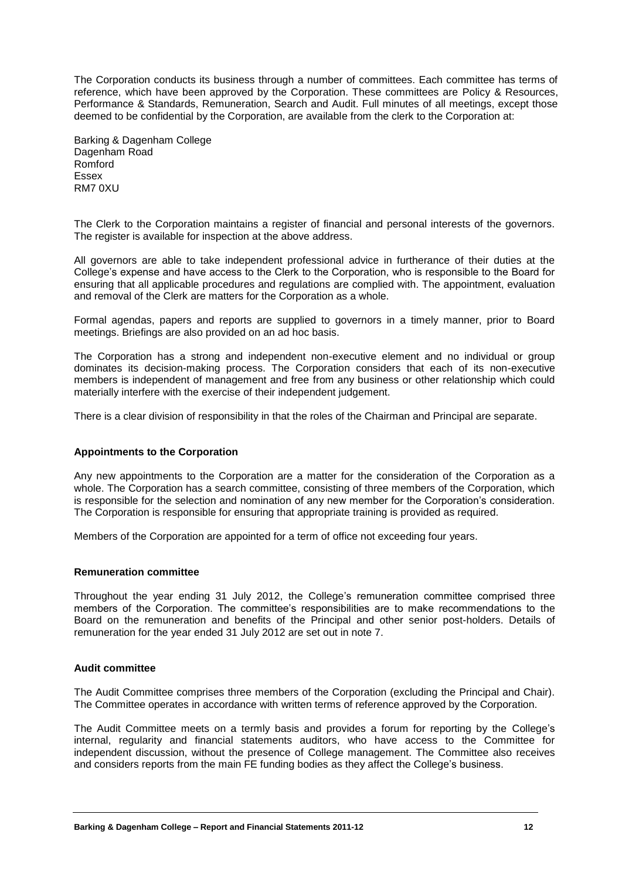The Corporation conducts its business through a number of committees. Each committee has terms of reference, which have been approved by the Corporation. These committees are Policy & Resources, Performance & Standards, Remuneration, Search and Audit. Full minutes of all meetings, except those deemed to be confidential by the Corporation, are available from the clerk to the Corporation at:

Barking & Dagenham College
Dagenham Road
Romford
Essex
RM7 0XU

The Clerk to the Corporation maintains a register of financial and personal interests of the governors. The register is available for inspection at the above address.

All governors are able to take independent professional advice in furtherance of their duties at the College's expense and have access to the Clerk to the Corporation, who is responsible to the Board for ensuring that all applicable procedures and regulations are complied with. The appointment, evaluation and removal of the Clerk are matters for the Corporation as a whole.

Formal agendas, papers and reports are supplied to governors in a timely manner, prior to Board meetings. Briefings are also provided on an ad hoc basis.

The Corporation has a strong and independent non-executive element and no individual or group dominates its decision-making process. The Corporation considers that each of its non-executive members is independent of management and free from any business or other relationship which could materially interfere with the exercise of their independent judgement.

There is a clear division of responsibility in that the roles of the Chairman and Principal are separate.

**Appointments to the Corporation**

Any new appointments to the Corporation are a matter for the consideration of the Corporation as a whole. The Corporation has a search committee, consisting of three members of the Corporation, which is responsible for the selection and nomination of any new member for the Corporation's consideration. The Corporation is responsible for ensuring that appropriate training is provided as required.

Members of the Corporation are appointed for a term of office not exceeding four years.

**Remuneration committee**

Throughout the year ending 31 July 2012, the College's remuneration committee comprised three members of the Corporation. The committee's responsibilities are to make recommendations to the Board on the remuneration and benefits of the Principal and other senior post-holders. Details of remuneration for the year ended 31 July 2012 are set out in note 7.

**Audit committee**

The Audit Committee comprises three members of the Corporation (excluding the Principal and Chair). The Committee operates in accordance with written terms of reference approved by the Corporation.

The Audit Committee meets on a termly basis and provides a forum for reporting by the College's internal, regularity and financial statements auditors, who have access to the Committee for independent discussion, without the presence of College management. The Committee also receives and considers reports from the main FE funding bodies as they affect the College's business.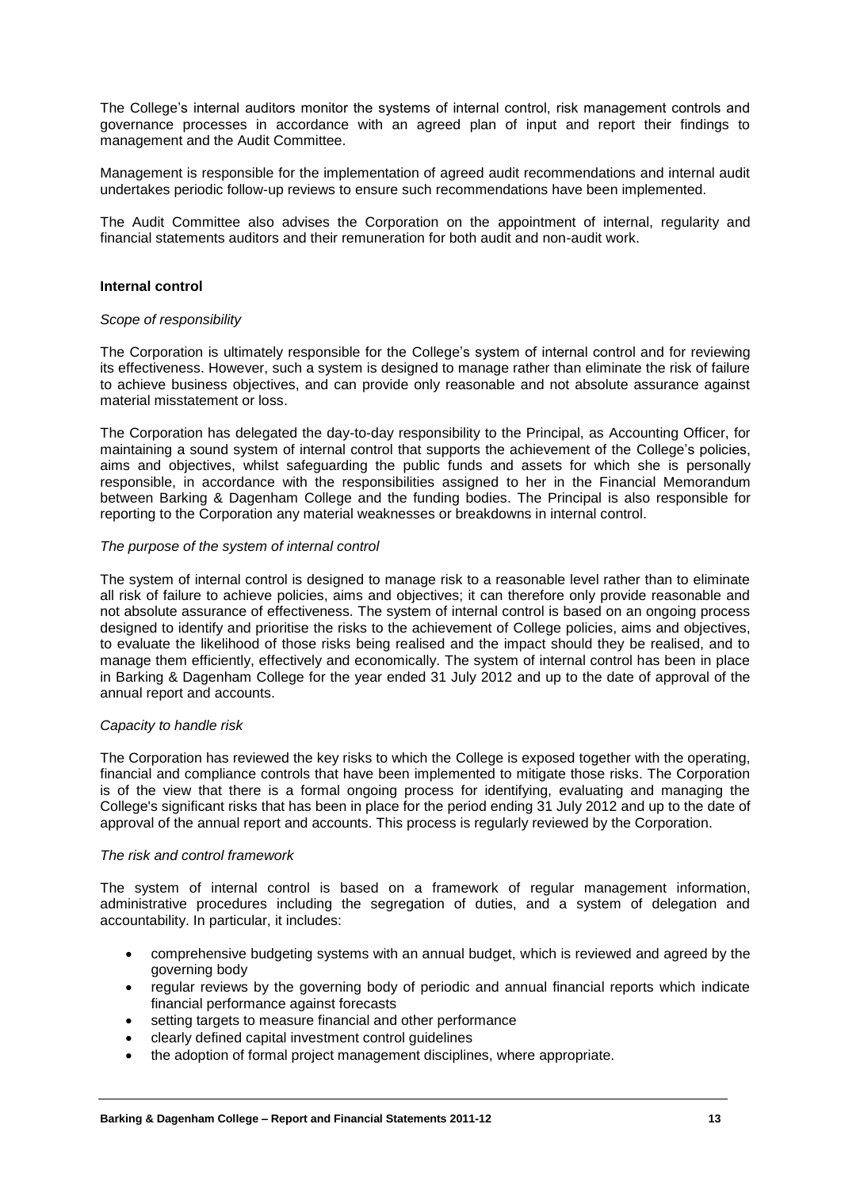The College's internal auditors monitor the systems of internal control, risk management controls and governance processes in accordance with an agreed plan of input and report their findings to management and the Audit Committee.

Management is responsible for the implementation of agreed audit recommendations and internal audit undertakes periodic follow-up reviews to ensure such recommendations have been implemented.

The Audit Committee also advises the Corporation on the appointment of internal, regularity and financial statements auditors and their remuneration for both audit and non-audit work.

**Internal control**

*Scope of responsibility*

The Corporation is ultimately responsible for the College's system of internal control and for reviewing its effectiveness. However, such a system is designed to manage rather than eliminate the risk of failure to achieve business objectives, and can provide only reasonable and not absolute assurance against material misstatement or loss.

The Corporation has delegated the day-to-day responsibility to the Principal, as Accounting Officer, for maintaining a sound system of internal control that supports the achievement of the College's policies, aims and objectives, whilst safeguarding the public funds and assets for which she is personally responsible, in accordance with the responsibilities assigned to her in the Financial Memorandum between Barking & Dagenham College and the funding bodies. The Principal is also responsible for reporting to the Corporation any material weaknesses or breakdowns in internal control.

*The purpose of the system of internal control*

The system of internal control is designed to manage risk to a reasonable level rather than to eliminate all risk of failure to achieve policies, aims and objectives; it can therefore only provide reasonable and not absolute assurance of effectiveness. The system of internal control is based on an ongoing process designed to identify and prioritise the risks to the achievement of College policies, aims and objectives, to evaluate the likelihood of those risks being realised and the impact should they be realised, and to manage them efficiently, effectively and economically. The system of internal control has been in place in Barking & Dagenham College for the year ended 31 July 2012 and up to the date of approval of the annual report and accounts.

*Capacity to handle risk*

The Corporation has reviewed the key risks to which the College is exposed together with the operating, financial and compliance controls that have been implemented to mitigate those risks. The Corporation is of the view that there is a formal ongoing process for identifying, evaluating and managing the College's significant risks that has been in place for the period ending 31 July 2012 and up to the date of approval of the annual report and accounts. This process is regularly reviewed by the Corporation.

*The risk and control framework*

The system of internal control is based on a framework of regular management information, administrative procedures including the segregation of duties, and a system of delegation and accountability. In particular, it includes:

- comprehensive budgeting systems with an annual budget, which is reviewed and agreed by the governing body
- regular reviews by the governing body of periodic and annual financial reports which indicate financial performance against forecasts
- setting targets to measure financial and other performance
- clearly defined capital investment control guidelines
- the adoption of formal project management disciplines, where appropriate.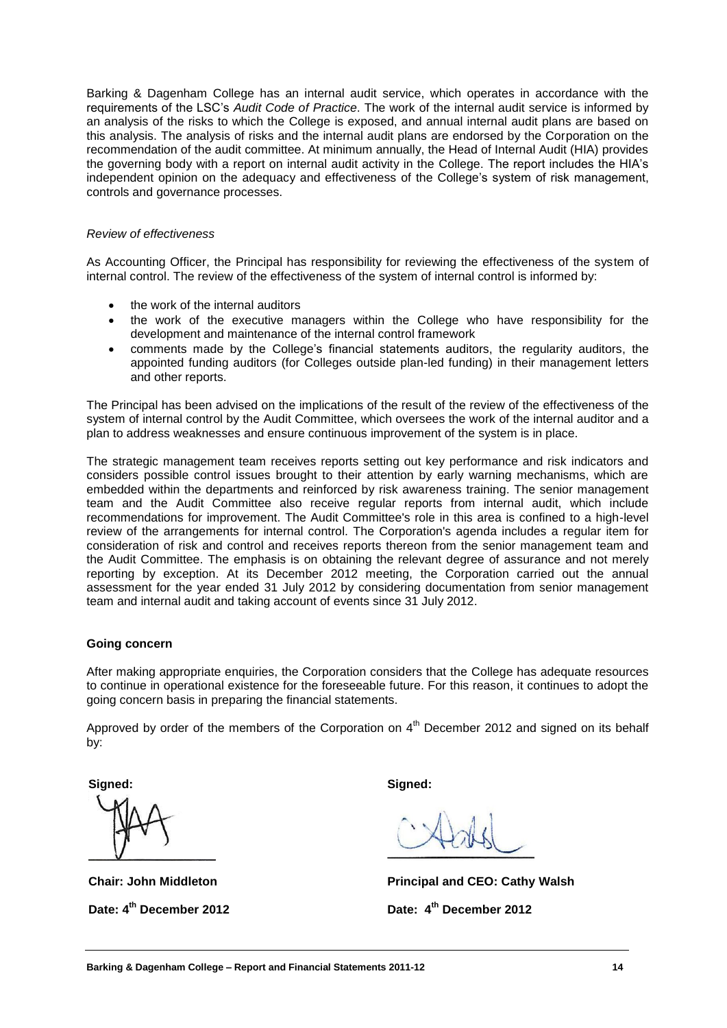Barking & Dagenham College has an internal audit service, which operates in accordance with the requirements of the LSC's *Audit Code of Practice*. The work of the internal audit service is informed by an analysis of the risks to which the College is exposed, and annual internal audit plans are based on this analysis. The analysis of risks and the internal audit plans are endorsed by the Corporation on the recommendation of the audit committee. At minimum annually, the Head of Internal Audit (HIA) provides the governing body with a report on internal audit activity in the College. The report includes the HIA's independent opinion on the adequacy and effectiveness of the College's system of risk management, controls and governance processes.

*Review of effectiveness*

As Accounting Officer, the Principal has responsibility for reviewing the effectiveness of the system of internal control. The review of the effectiveness of the system of internal control is informed by:

- the work of the internal auditors
- the work of the executive managers within the College who have responsibility for the development and maintenance of the internal control framework
- comments made by the College's financial statements auditors, the regularity auditors, the appointed funding auditors (for Colleges outside plan-led funding) in their management letters and other reports.

The Principal has been advised on the implications of the result of the review of the effectiveness of the system of internal control by the Audit Committee, which oversees the work of the internal auditor and a plan to address weaknesses and ensure continuous improvement of the system is in place.

The strategic management team receives reports setting out key performance and risk indicators and considers possible control issues brought to their attention by early warning mechanisms, which are embedded within the departments and reinforced by risk awareness training. The senior management team and the Audit Committee also receive regular reports from internal audit, which include recommendations for improvement. The Audit Committee's role in this area is confined to a high-level review of the arrangements for internal control. The Corporation's agenda includes a regular item for consideration of risk and control and receives reports thereon from the senior management team and the Audit Committee. The emphasis is on obtaining the relevant degree of assurance and not merely reporting by exception. At its December 2012 meeting, the Corporation carried out the annual assessment for the year ended 31 July 2012 by considering documentation from senior management team and internal audit and taking account of events since 31 July 2012.

**Going concern**

After making appropriate enquiries, the Corporation considers that the College has adequate resources to continue in operational existence for the foreseeable future. For this reason, it continues to adopt the going concern basis in preparing the financial statements.

Approved by order of the members of the Corporation on 4th December 2012 and signed on its behalf by:

**Signed:**

**Chair: John Middleton**

**Date: 4th December 2012**

**Signed:**

**Principal and CEO: Cathy Walsh**

**Date: 4th December 2012**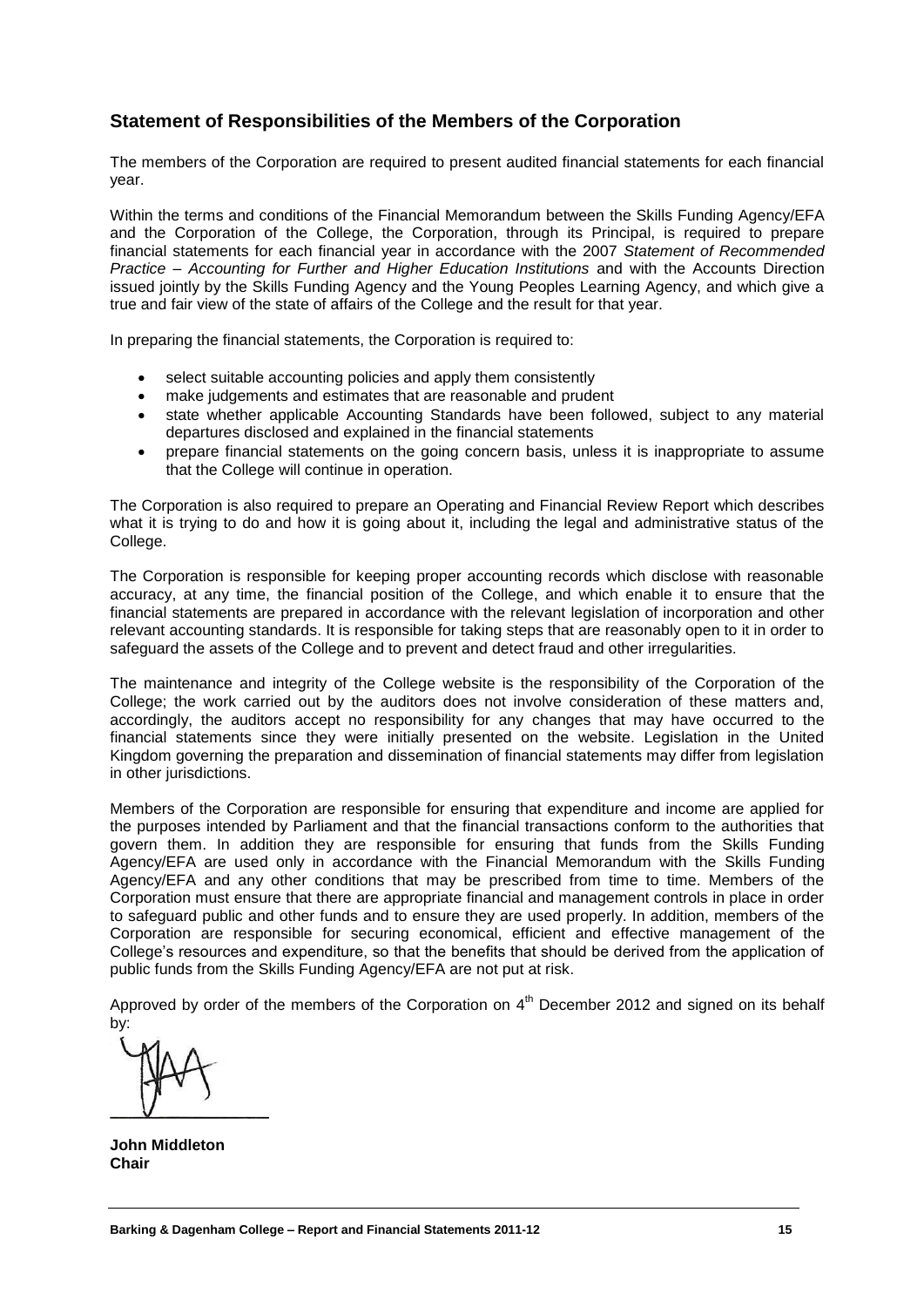## Statement of Responsibilities of the Members of the Corporation

The members of the Corporation are required to present audited financial statements for each financial year.

Within the terms and conditions of the Financial Memorandum between the Skills Funding Agency/EFA and the Corporation of the College, the Corporation, through its Principal, is required to prepare financial statements for each financial year in accordance with the 2007 *Statement of Recommended Practice – Accounting for Further and Higher Education Institutions* and with the Accounts Direction issued jointly by the Skills Funding Agency and the Young Peoples Learning Agency, and which give a true and fair view of the state of affairs of the College and the result for that year.

In preparing the financial statements, the Corporation is required to:

- select suitable accounting policies and apply them consistently
- make judgements and estimates that are reasonable and prudent
- state whether applicable Accounting Standards have been followed, subject to any material departures disclosed and explained in the financial statements
- prepare financial statements on the going concern basis, unless it is inappropriate to assume that the College will continue in operation.

The Corporation is also required to prepare an Operating and Financial Review Report which describes what it is trying to do and how it is going about it, including the legal and administrative status of the College.

The Corporation is responsible for keeping proper accounting records which disclose with reasonable accuracy, at any time, the financial position of the College, and which enable it to ensure that the financial statements are prepared in accordance with the relevant legislation of incorporation and other relevant accounting standards. It is responsible for taking steps that are reasonably open to it in order to safeguard the assets of the College and to prevent and detect fraud and other irregularities.

The maintenance and integrity of the College website is the responsibility of the Corporation of the College; the work carried out by the auditors does not involve consideration of these matters and, accordingly, the auditors accept no responsibility for any changes that may have occurred to the financial statements since they were initially presented on the website. Legislation in the United Kingdom governing the preparation and dissemination of financial statements may differ from legislation in other jurisdictions.

Members of the Corporation are responsible for ensuring that expenditure and income are applied for the purposes intended by Parliament and that the financial transactions conform to the authorities that govern them. In addition they are responsible for ensuring that funds from the Skills Funding Agency/EFA are used only in accordance with the Financial Memorandum with the Skills Funding Agency/EFA and any other conditions that may be prescribed from time to time. Members of the Corporation must ensure that there are appropriate financial and management controls in place in order to safeguard public and other funds and to ensure they are used properly. In addition, members of the Corporation are responsible for securing economical, efficient and effective management of the College's resources and expenditure, so that the benefits that should be derived from the application of public funds from the Skills Funding Agency/EFA are not put at risk.

Approved by order of the members of the Corporation on 4th December 2012 and signed on its behalf by:

**John Middleton**
**Chair**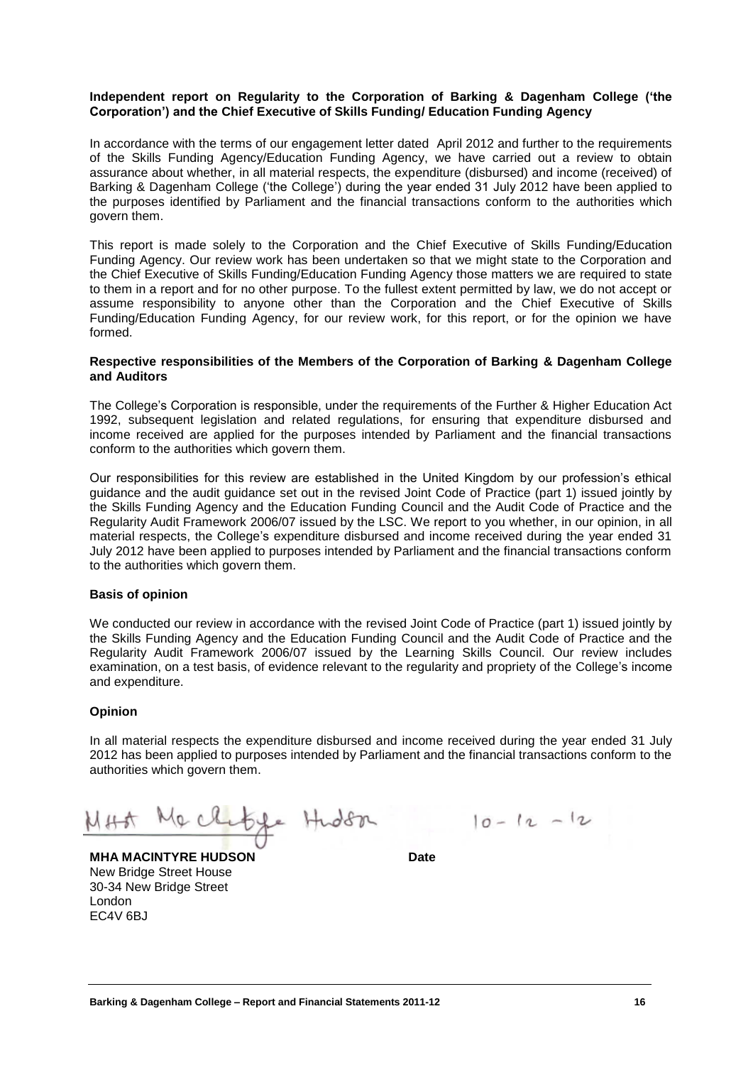**Independent report on Regularity to the Corporation of Barking & Dagenham College ('the Corporation') and the Chief Executive of Skills Funding/ Education Funding Agency**

In accordance with the terms of our engagement letter dated April 2012 and further to the requirements of the Skills Funding Agency/Education Funding Agency, we have carried out a review to obtain assurance about whether, in all material respects, the expenditure (disbursed) and income (received) of Barking & Dagenham College ('the College') during the year ended 31 July 2012 have been applied to the purposes identified by Parliament and the financial transactions conform to the authorities which govern them.

This report is made solely to the Corporation and the Chief Executive of Skills Funding/Education Funding Agency. Our review work has been undertaken so that we might state to the Corporation and the Chief Executive of Skills Funding/Education Funding Agency those matters we are required to state to them in a report and for no other purpose. To the fullest extent permitted by law, we do not accept or assume responsibility to anyone other than the Corporation and the Chief Executive of Skills Funding/Education Funding Agency, for our review work, for this report, or for the opinion we have formed.

**Respective responsibilities of the Members of the Corporation of Barking & Dagenham College and Auditors**

The College's Corporation is responsible, under the requirements of the Further & Higher Education Act 1992, subsequent legislation and related regulations, for ensuring that expenditure disbursed and income received are applied for the purposes intended by Parliament and the financial transactions conform to the authorities which govern them.

Our responsibilities for this review are established in the United Kingdom by our profession's ethical guidance and the audit guidance set out in the revised Joint Code of Practice (part 1) issued jointly by the Skills Funding Agency and the Education Funding Council and the Audit Code of Practice and the Regularity Audit Framework 2006/07 issued by the LSC. We report to you whether, in our opinion, in all material respects, the College's expenditure disbursed and income received during the year ended 31 July 2012 have been applied to purposes intended by Parliament and the financial transactions conform to the authorities which govern them.

**Basis of opinion**

We conducted our review in accordance with the revised Joint Code of Practice (part 1) issued jointly by the Skills Funding Agency and the Education Funding Council and the Audit Code of Practice and the Regularity Audit Framework 2006/07 issued by the Learning Skills Council. Our review includes examination, on a test basis, of evidence relevant to the regularity and propriety of the College's income and expenditure.

**Opinion**

In all material respects the expenditure disbursed and income received during the year ended 31 July 2012 has been applied to purposes intended by Parliament and the financial transactions conform to the authorities which govern them.

MHA MacIntyre Hudson 10-12-12

**MHA MACINTYRE HUDSON** **Date**
New Bridge Street House
30-34 New Bridge Street
London
EC4V 6BJ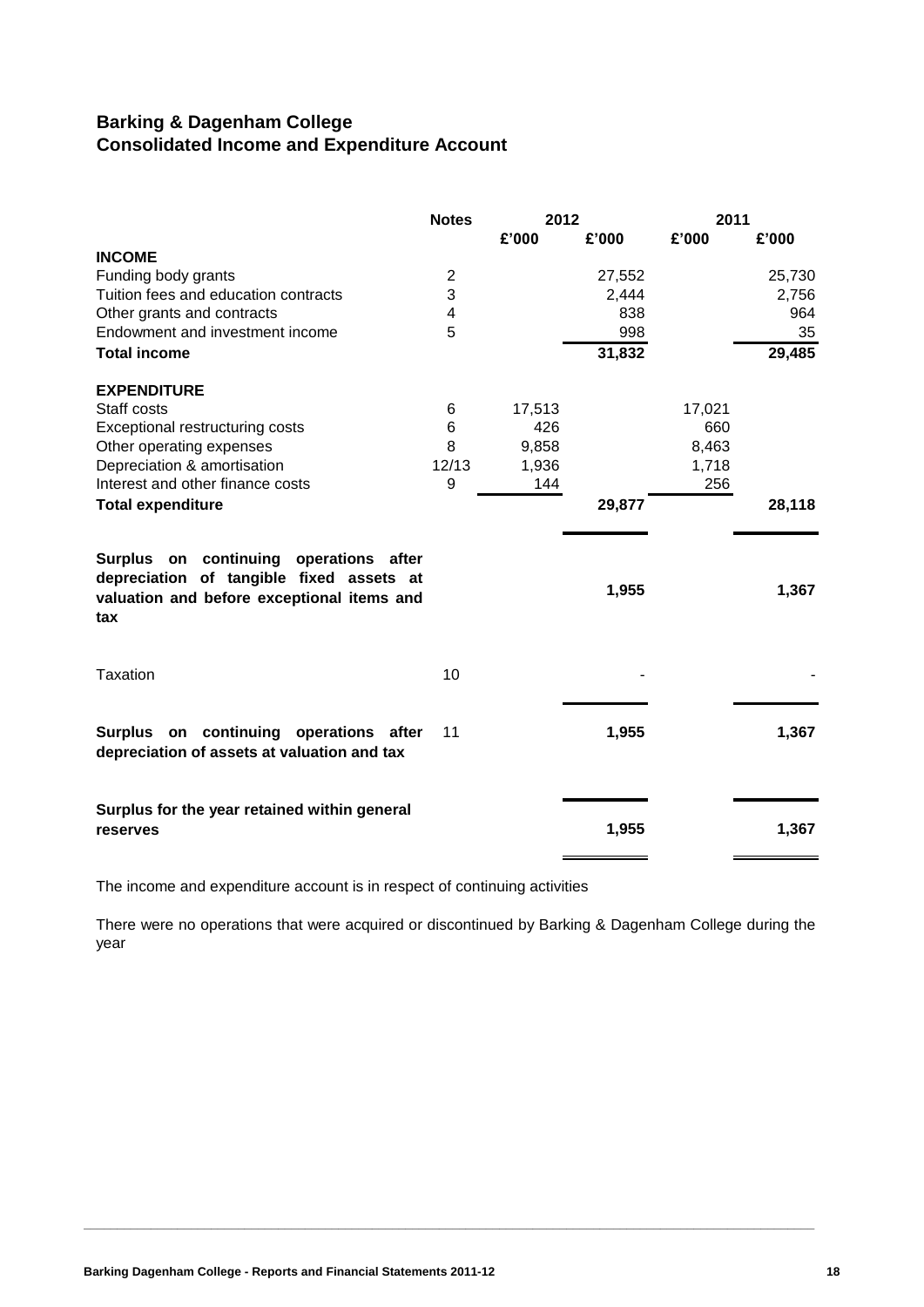## Barking & Dagenham College
## Consolidated Income and Expenditure Account

| | Notes | 2012 | | 2011 | |
|---|---|---|---|---|---|
| | | £'000 | £'000 | £'000 | £'000 |
| **INCOME** | | | | | |
| Funding body grants | 2 | | 27,552 | | 25,730 |
| Tuition fees and education contracts | 3 | | 2,444 | | 2,756 |
| Other grants and contracts | 4 | | 838 | | 964 |
| Endowment and investment income | 5 | | 998 | | 35 |
| **Total income** | | | **31,832** | | **29,485** |
| **EXPENDITURE** | | | | | |
| Staff costs | 6 | 17,513 | | 17,021 | |
| Exceptional restructuring costs | 6 | 426 | | 660 | |
| Other operating expenses | 8 | 9,858 | | 8,463 | |
| Depreciation & amortisation | 12/13 | 1,936 | | 1,718 | |
| Interest and other finance costs | 9 | 144 | | 256 | |
| **Total expenditure** | | | **29,877** | | **28,118** |
| **Surplus on continuing operations after depreciation of tangible fixed assets at valuation and before exceptional items and tax** | | | **1,955** | | **1,367** |
| Taxation | 10 | | - | | - |
| **Surplus on continuing operations after depreciation of assets at valuation and tax** | 11 | | **1,955** | | **1,367** |
| **Surplus for the year retained within general reserves** | | | **1,955** | | **1,367** |

The income and expenditure account is in respect of continuing activities

There were no operations that were acquired or discontinued by Barking & Dagenham College during the year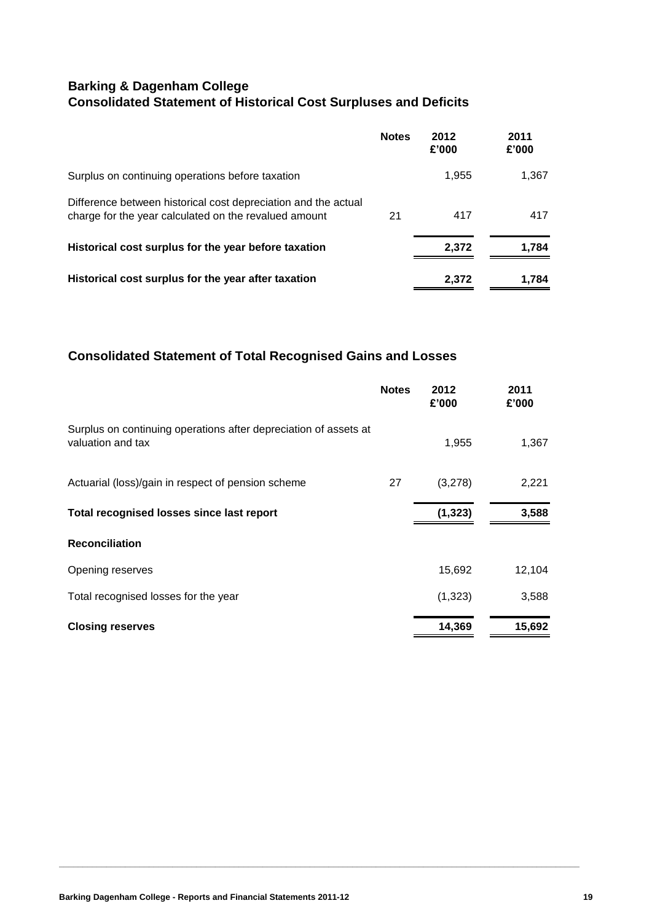## Barking & Dagenham College
## Consolidated Statement of Historical Cost Surpluses and Deficits

| | Notes | 2012 £'000 | 2011 £'000 |
|---|---|---|---|
| Surplus on continuing operations before taxation | | 1,955 | 1,367 |
| Difference between historical cost depreciation and the actual charge for the year calculated on the revalued amount | 21 | 417 | 417 |
| **Historical cost surplus for the year before taxation** | | **2,372** | **1,784** |
| **Historical cost surplus for the year after taxation** | | **2,372** | **1,784** |

## Consolidated Statement of Total Recognised Gains and Losses

| | Notes | 2012 £'000 | 2011 £'000 |
|---|---|---|---|
| Surplus on continuing operations after depreciation of assets at valuation and tax | | 1,955 | 1,367 |
| Actuarial (loss)/gain in respect of pension scheme | 27 | (3,278) | 2,221 |
| **Total recognised losses since last report** | | **(1,323)** | **3,588** |
| **Reconciliation** | | | |
| Opening reserves | | 15,692 | 12,104 |
| Total recognised losses for the year | | (1,323) | 3,588 |
| **Closing reserves** | | **14,369** | **15,692** |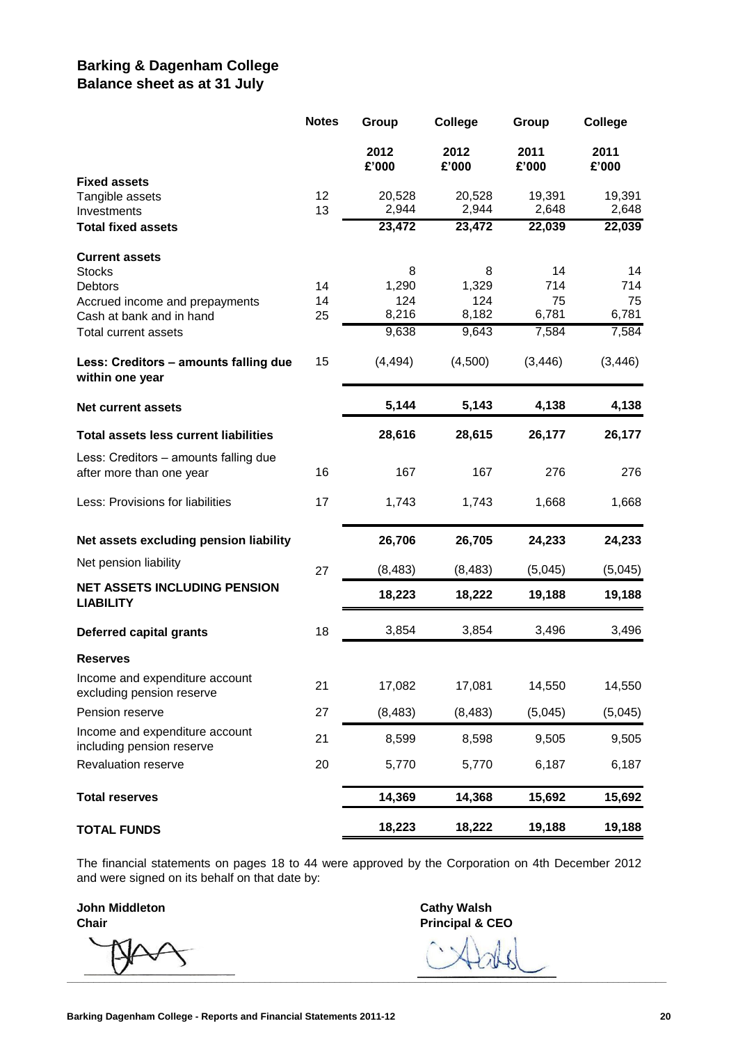## Barking & Dagenham College
## Balance sheet as at 31 July

| | Notes | Group | College | Group | College |
|---|---|---|---|---|---|
| | | 2012 £'000 | 2012 £'000 | 2011 £'000 | 2011 £'000 |
| **Fixed assets** | | | | | |
| Tangible assets | 12 | 20,528 | 20,528 | 19,391 | 19,391 |
| Investments | 13 | 2,944 | 2,944 | 2,648 | 2,648 |
| **Total fixed assets** | | **23,472** | **23,472** | **22,039** | **22,039** |
| **Current assets** | | | | | |
| Stocks | | 8 | 8 | 14 | 14 |
| Debtors | 14 | 1,290 | 1,329 | 714 | 714 |
| Accrued income and prepayments | 14 | 124 | 124 | 75 | 75 |
| Cash at bank and in hand | 25 | 8,216 | 8,182 | 6,781 | 6,781 |
| Total current assets | | 9,638 | 9,643 | 7,584 | 7,584 |
| **Less: Creditors – amounts falling due within one year** | 15 | (4,494) | (4,500) | (3,446) | (3,446) |
| **Net current assets** | | **5,144** | **5,143** | **4,138** | **4,138** |
| **Total assets less current liabilities** | | **28,616** | **28,615** | **26,177** | **26,177** |
| Less: Creditors – amounts falling due after more than one year | 16 | 167 | 167 | 276 | 276 |
| Less: Provisions for liabilities | 17 | 1,743 | 1,743 | 1,668 | 1,668 |
| **Net assets excluding pension liability** | | **26,706** | **26,705** | **24,233** | **24,233** |
| Net pension liability | 27 | (8,483) | (8,483) | (5,045) | (5,045) |
| **NET ASSETS INCLUDING PENSION LIABILITY** | | **18,223** | **18,222** | **19,188** | **19,188** |
| **Deferred capital grants** | 18 | 3,854 | 3,854 | 3,496 | 3,496 |
| **Reserves** | | | | | |
| Income and expenditure account excluding pension reserve | 21 | 17,082 | 17,081 | 14,550 | 14,550 |
| Pension reserve | 27 | (8,483) | (8,483) | (5,045) | (5,045) |
| Income and expenditure account including pension reserve | 21 | 8,599 | 8,598 | 9,505 | 9,505 |
| Revaluation reserve | 20 | 5,770 | 5,770 | 6,187 | 6,187 |
| **Total reserves** | | **14,369** | **14,368** | **15,692** | **15,692** |
| **TOTAL FUNDS** | | **18,223** | **18,222** | **19,188** | **19,188** |

The financial statements on pages 18 to 44 were approved by the Corporation on 4th December 2012 and were signed on its behalf on that date by:

**John Middleton**
**Chair**

**Cathy Walsh**
**Principal & CEO**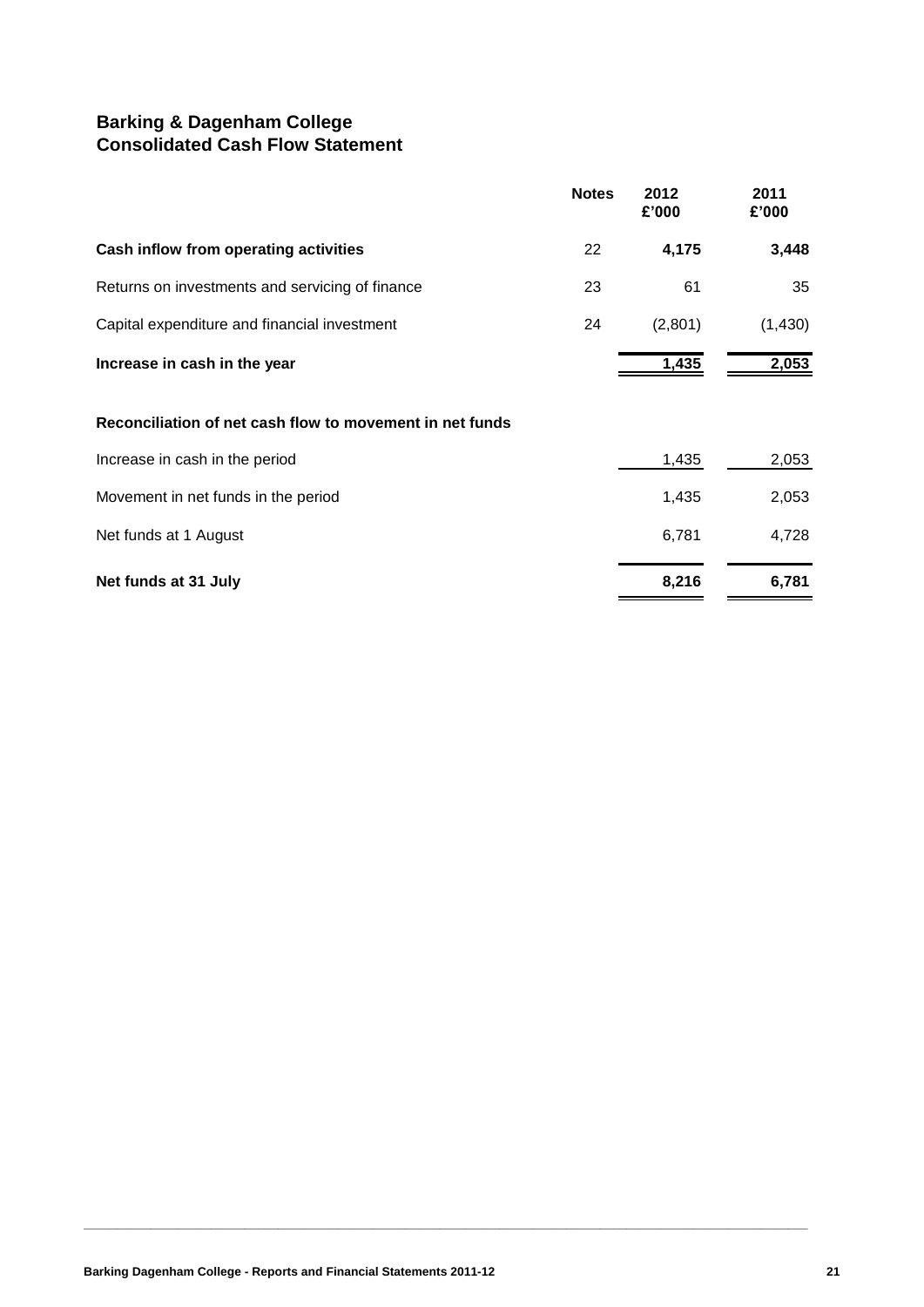## Barking & Dagenham College
## Consolidated Cash Flow Statement

| | Notes | 2012 £'000 | 2011 £'000 |
|---|---|---|---|
| **Cash inflow from operating activities** | 22 | **4,175** | **3,448** |
| Returns on investments and servicing of finance | 23 | 61 | 35 |
| Capital expenditure and financial investment | 24 | (2,801) | (1,430) |
| **Increase in cash in the year** | | **1,435** | **2,053** |
| | | | |
| **Reconciliation of net cash flow to movement in net funds** | | | |
| Increase in cash in the period | | 1,435 | 2,053 |
| Movement in net funds in the period | | 1,435 | 2,053 |
| Net funds at 1 August | | 6,781 | 4,728 |
| **Net funds at 31 July** | | **8,216** | **6,781** |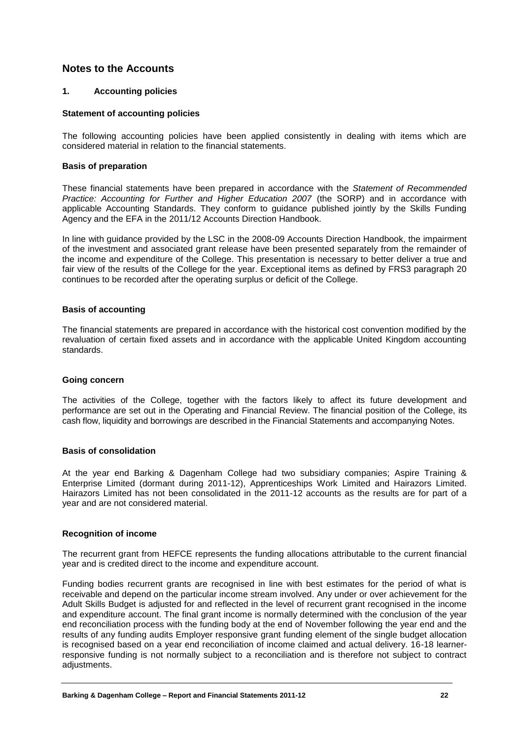## Notes to the Accounts

### 1. Accounting policies

#### Statement of accounting policies

The following accounting policies have been applied consistently in dealing with items which are considered material in relation to the financial statements.

#### Basis of preparation

These financial statements have been prepared in accordance with the *Statement of Recommended Practice: Accounting for Further and Higher Education 2007* (the SORP) and in accordance with applicable Accounting Standards. They conform to guidance published jointly by the Skills Funding Agency and the EFA in the 2011/12 Accounts Direction Handbook.

In line with guidance provided by the LSC in the 2008-09 Accounts Direction Handbook, the impairment of the investment and associated grant release have been presented separately from the remainder of the income and expenditure of the College. This presentation is necessary to better deliver a true and fair view of the results of the College for the year. Exceptional items as defined by FRS3 paragraph 20 continues to be recorded after the operating surplus or deficit of the College.

#### Basis of accounting

The financial statements are prepared in accordance with the historical cost convention modified by the revaluation of certain fixed assets and in accordance with the applicable United Kingdom accounting standards.

#### Going concern

The activities of the College, together with the factors likely to affect its future development and performance are set out in the Operating and Financial Review. The financial position of the College, its cash flow, liquidity and borrowings are described in the Financial Statements and accompanying Notes.

#### Basis of consolidation

At the year end Barking & Dagenham College had two subsidiary companies; Aspire Training & Enterprise Limited (dormant during 2011-12), Apprenticeships Work Limited and Hairazors Limited. Hairazors Limited has not been consolidated in the 2011-12 accounts as the results are for part of a year and are not considered material.

#### Recognition of income

The recurrent grant from HEFCE represents the funding allocations attributable to the current financial year and is credited direct to the income and expenditure account.

Funding bodies recurrent grants are recognised in line with best estimates for the period of what is receivable and depend on the particular income stream involved. Any under or over achievement for the Adult Skills Budget is adjusted for and reflected in the level of recurrent grant recognised in the income and expenditure account. The final grant income is normally determined with the conclusion of the year end reconciliation process with the funding body at the end of November following the year end and the results of any funding audits Employer responsive grant funding element of the single budget allocation is recognised based on a year end reconciliation of income claimed and actual delivery. 16-18 learner-responsive funding is not normally subject to a reconciliation and is therefore not subject to contract adjustments.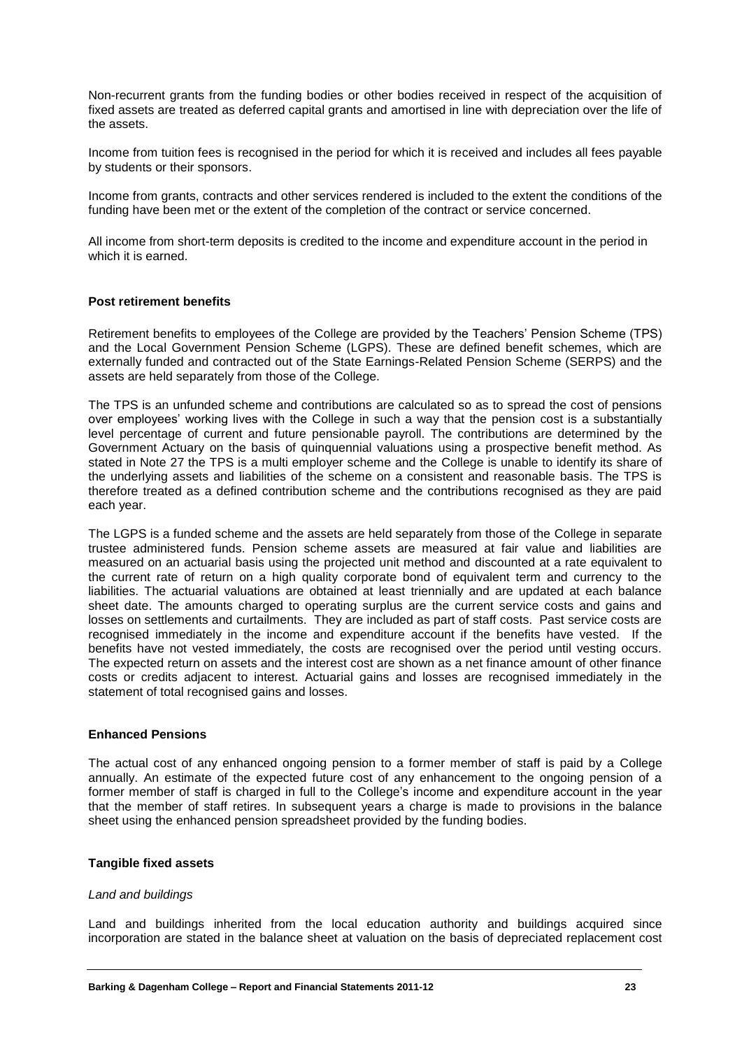Non-recurrent grants from the funding bodies or other bodies received in respect of the acquisition of fixed assets are treated as deferred capital grants and amortised in line with depreciation over the life of the assets.

Income from tuition fees is recognised in the period for which it is received and includes all fees payable by students or their sponsors.

Income from grants, contracts and other services rendered is included to the extent the conditions of the funding have been met or the extent of the completion of the contract or service concerned.

All income from short-term deposits is credited to the income and expenditure account in the period in which it is earned.

**Post retirement benefits**

Retirement benefits to employees of the College are provided by the Teachers' Pension Scheme (TPS) and the Local Government Pension Scheme (LGPS). These are defined benefit schemes, which are externally funded and contracted out of the State Earnings-Related Pension Scheme (SERPS) and the assets are held separately from those of the College.

The TPS is an unfunded scheme and contributions are calculated so as to spread the cost of pensions over employees' working lives with the College in such a way that the pension cost is a substantially level percentage of current and future pensionable payroll. The contributions are determined by the Government Actuary on the basis of quinquennial valuations using a prospective benefit method. As stated in Note 27 the TPS is a multi employer scheme and the College is unable to identify its share of the underlying assets and liabilities of the scheme on a consistent and reasonable basis. The TPS is therefore treated as a defined contribution scheme and the contributions recognised as they are paid each year.

The LGPS is a funded scheme and the assets are held separately from those of the College in separate trustee administered funds. Pension scheme assets are measured at fair value and liabilities are measured on an actuarial basis using the projected unit method and discounted at a rate equivalent to the current rate of return on a high quality corporate bond of equivalent term and currency to the liabilities. The actuarial valuations are obtained at least triennially and are updated at each balance sheet date. The amounts charged to operating surplus are the current service costs and gains and losses on settlements and curtailments. They are included as part of staff costs. Past service costs are recognised immediately in the income and expenditure account if the benefits have vested. If the benefits have not vested immediately, the costs are recognised over the period until vesting occurs. The expected return on assets and the interest cost are shown as a net finance amount of other finance costs or credits adjacent to interest. Actuarial gains and losses are recognised immediately in the statement of total recognised gains and losses.

**Enhanced Pensions**

The actual cost of any enhanced ongoing pension to a former member of staff is paid by a College annually. An estimate of the expected future cost of any enhancement to the ongoing pension of a former member of staff is charged in full to the College's income and expenditure account in the year that the member of staff retires. In subsequent years a charge is made to provisions in the balance sheet using the enhanced pension spreadsheet provided by the funding bodies.

**Tangible fixed assets**

*Land and buildings*

Land and buildings inherited from the local education authority and buildings acquired since incorporation are stated in the balance sheet at valuation on the basis of depreciated replacement cost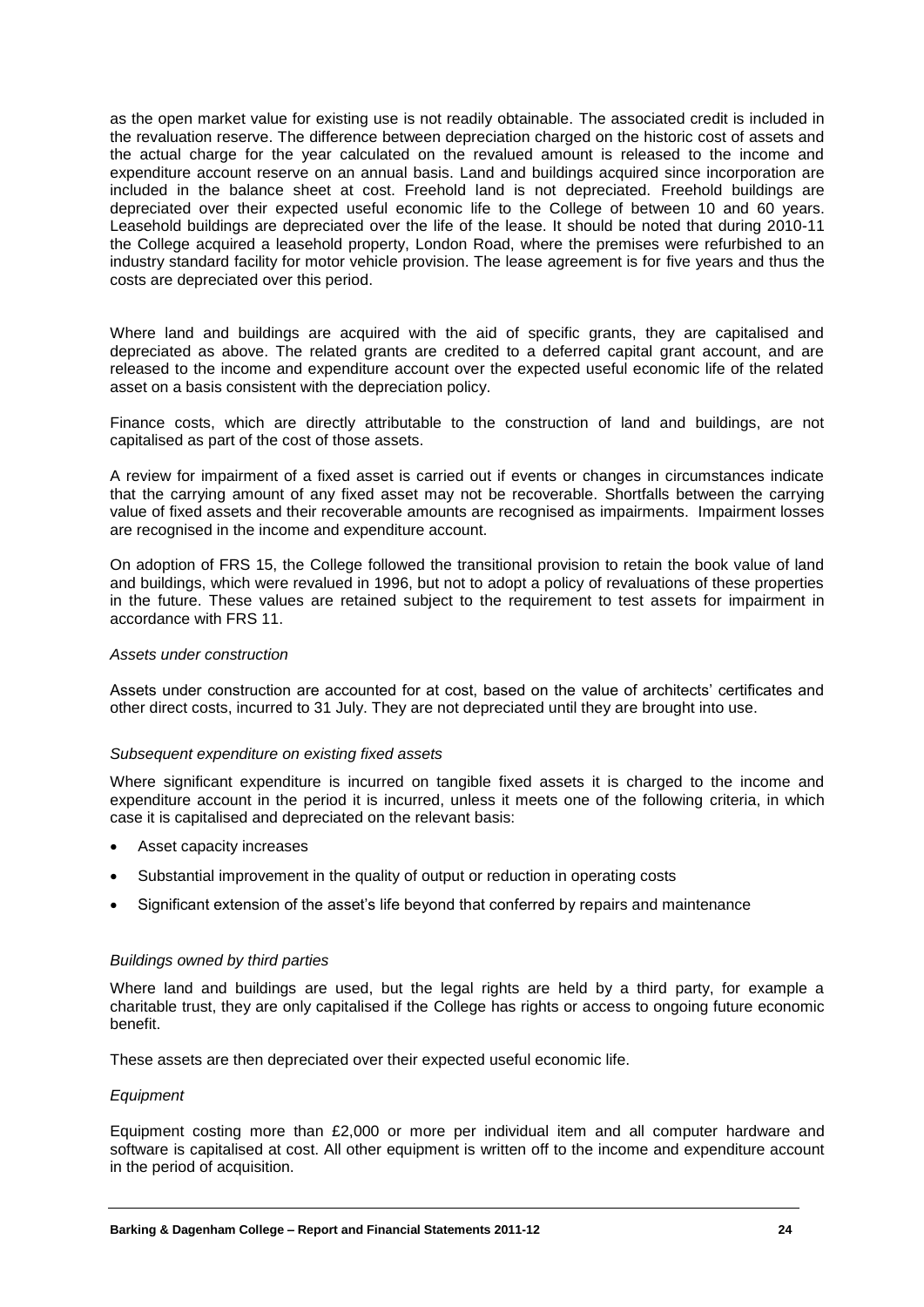as the open market value for existing use is not readily obtainable. The associated credit is included in the revaluation reserve. The difference between depreciation charged on the historic cost of assets and the actual charge for the year calculated on the revalued amount is released to the income and expenditure account reserve on an annual basis. Land and buildings acquired since incorporation are included in the balance sheet at cost. Freehold land is not depreciated. Freehold buildings are depreciated over their expected useful economic life to the College of between 10 and 60 years. Leasehold buildings are depreciated over the life of the lease. It should be noted that during 2010-11 the College acquired a leasehold property, London Road, where the premises were refurbished to an industry standard facility for motor vehicle provision. The lease agreement is for five years and thus the costs are depreciated over this period.

Where land and buildings are acquired with the aid of specific grants, they are capitalised and depreciated as above. The related grants are credited to a deferred capital grant account, and are released to the income and expenditure account over the expected useful economic life of the related asset on a basis consistent with the depreciation policy.

Finance costs, which are directly attributable to the construction of land and buildings, are not capitalised as part of the cost of those assets.

A review for impairment of a fixed asset is carried out if events or changes in circumstances indicate that the carrying amount of any fixed asset may not be recoverable. Shortfalls between the carrying value of fixed assets and their recoverable amounts are recognised as impairments. Impairment losses are recognised in the income and expenditure account.

On adoption of FRS 15, the College followed the transitional provision to retain the book value of land and buildings, which were revalued in 1996, but not to adopt a policy of revaluations of these properties in the future. These values are retained subject to the requirement to test assets for impairment in accordance with FRS 11.

*Assets under construction*

Assets under construction are accounted for at cost, based on the value of architects' certificates and other direct costs, incurred to 31 July. They are not depreciated until they are brought into use.

*Subsequent expenditure on existing fixed assets*

Where significant expenditure is incurred on tangible fixed assets it is charged to the income and expenditure account in the period it is incurred, unless it meets one of the following criteria, in which case it is capitalised and depreciated on the relevant basis:

- Asset capacity increases
- Substantial improvement in the quality of output or reduction in operating costs
- Significant extension of the asset's life beyond that conferred by repairs and maintenance

*Buildings owned by third parties*

Where land and buildings are used, but the legal rights are held by a third party, for example a charitable trust, they are only capitalised if the College has rights or access to ongoing future economic benefit.

These assets are then depreciated over their expected useful economic life.

*Equipment*

Equipment costing more than £2,000 or more per individual item and all computer hardware and software is capitalised at cost. All other equipment is written off to the income and expenditure account in the period of acquisition.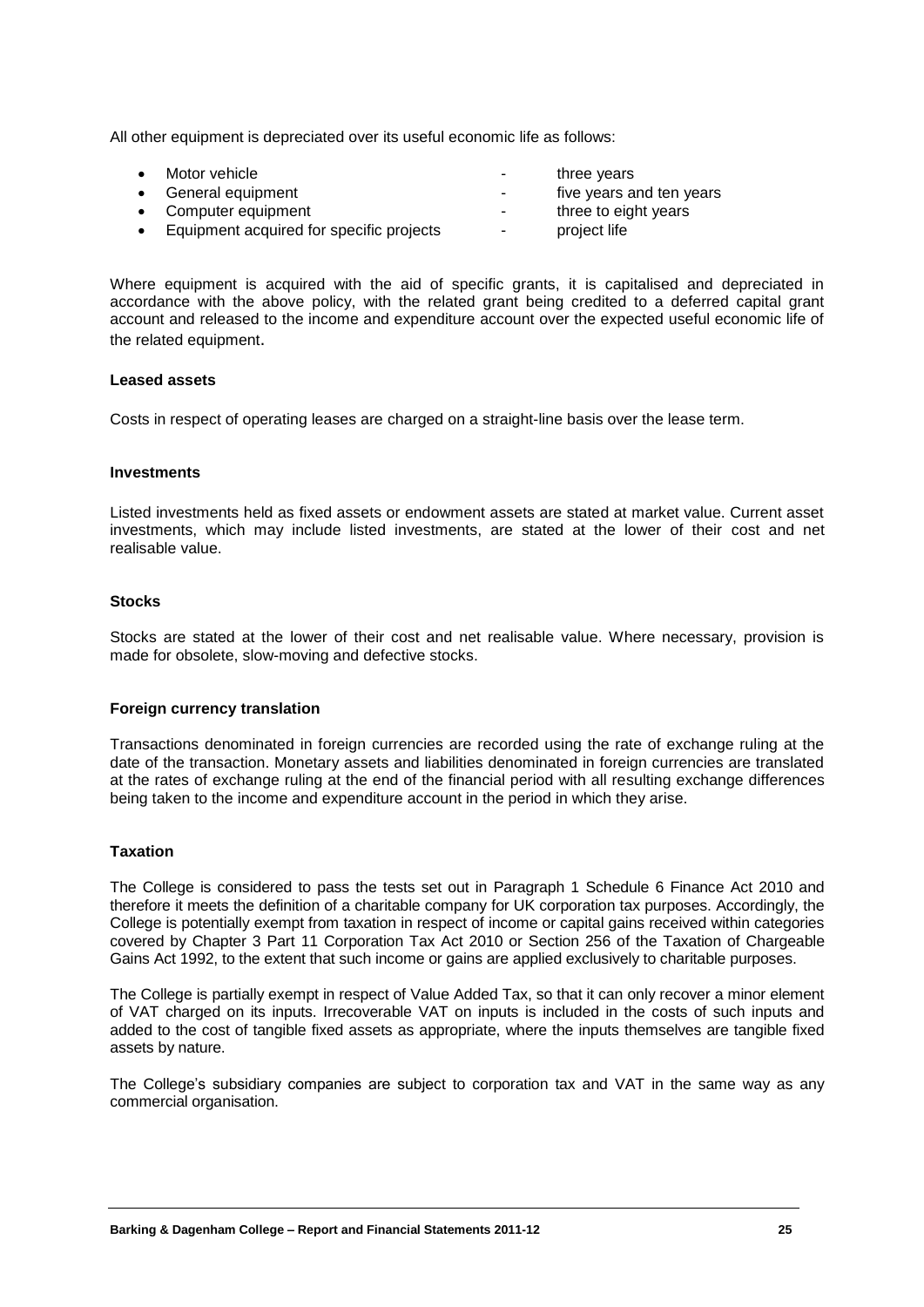All other equipment is depreciated over its useful economic life as follows:

- Motor vehicle - three years
- General equipment - five years and ten years
- Computer equipment - three to eight years
- Equipment acquired for specific projects - project life

Where equipment is acquired with the aid of specific grants, it is capitalised and depreciated in accordance with the above policy, with the related grant being credited to a deferred capital grant account and released to the income and expenditure account over the expected useful economic life of the related equipment.

**Leased assets**

Costs in respect of operating leases are charged on a straight-line basis over the lease term.

**Investments**

Listed investments held as fixed assets or endowment assets are stated at market value. Current asset investments, which may include listed investments, are stated at the lower of their cost and net realisable value.

**Stocks**

Stocks are stated at the lower of their cost and net realisable value. Where necessary, provision is made for obsolete, slow-moving and defective stocks.

**Foreign currency translation**

Transactions denominated in foreign currencies are recorded using the rate of exchange ruling at the date of the transaction. Monetary assets and liabilities denominated in foreign currencies are translated at the rates of exchange ruling at the end of the financial period with all resulting exchange differences being taken to the income and expenditure account in the period in which they arise.

**Taxation**

The College is considered to pass the tests set out in Paragraph 1 Schedule 6 Finance Act 2010 and therefore it meets the definition of a charitable company for UK corporation tax purposes. Accordingly, the College is potentially exempt from taxation in respect of income or capital gains received within categories covered by Chapter 3 Part 11 Corporation Tax Act 2010 or Section 256 of the Taxation of Chargeable Gains Act 1992, to the extent that such income or gains are applied exclusively to charitable purposes.

The College is partially exempt in respect of Value Added Tax, so that it can only recover a minor element of VAT charged on its inputs. Irrecoverable VAT on inputs is included in the costs of such inputs and added to the cost of tangible fixed assets as appropriate, where the inputs themselves are tangible fixed assets by nature.

The College's subsidiary companies are subject to corporation tax and VAT in the same way as any commercial organisation.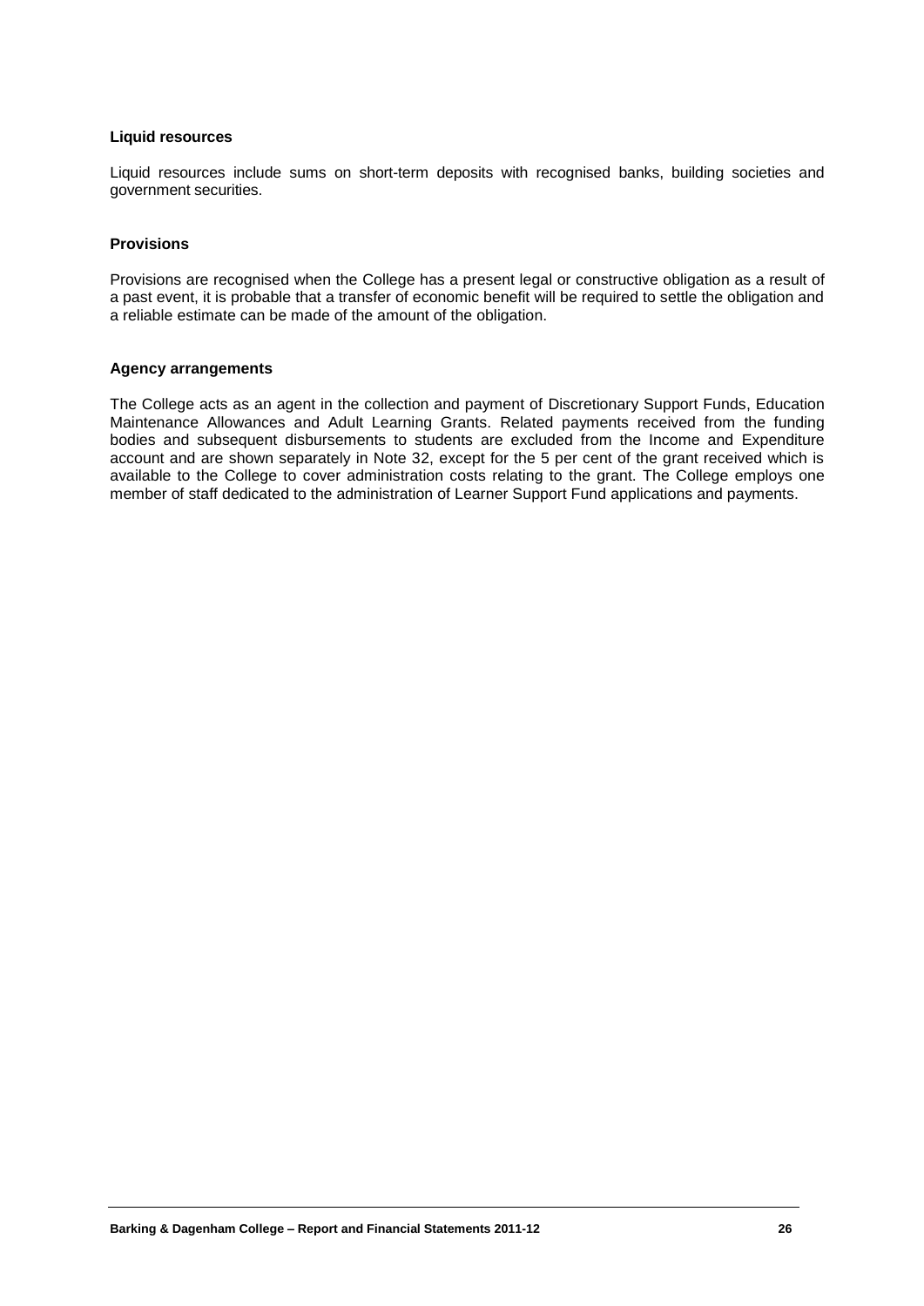### Liquid resources

Liquid resources include sums on short-term deposits with recognised banks, building societies and government securities.

### Provisions

Provisions are recognised when the College has a present legal or constructive obligation as a result of a past event, it is probable that a transfer of economic benefit will be required to settle the obligation and a reliable estimate can be made of the amount of the obligation.

### Agency arrangements

The College acts as an agent in the collection and payment of Discretionary Support Funds, Education Maintenance Allowances and Adult Learning Grants. Related payments received from the funding bodies and subsequent disbursements to students are excluded from the Income and Expenditure account and are shown separately in Note 32, except for the 5 per cent of the grant received which is available to the College to cover administration costs relating to the grant. The College employs one member of staff dedicated to the administration of Learner Support Fund applications and payments.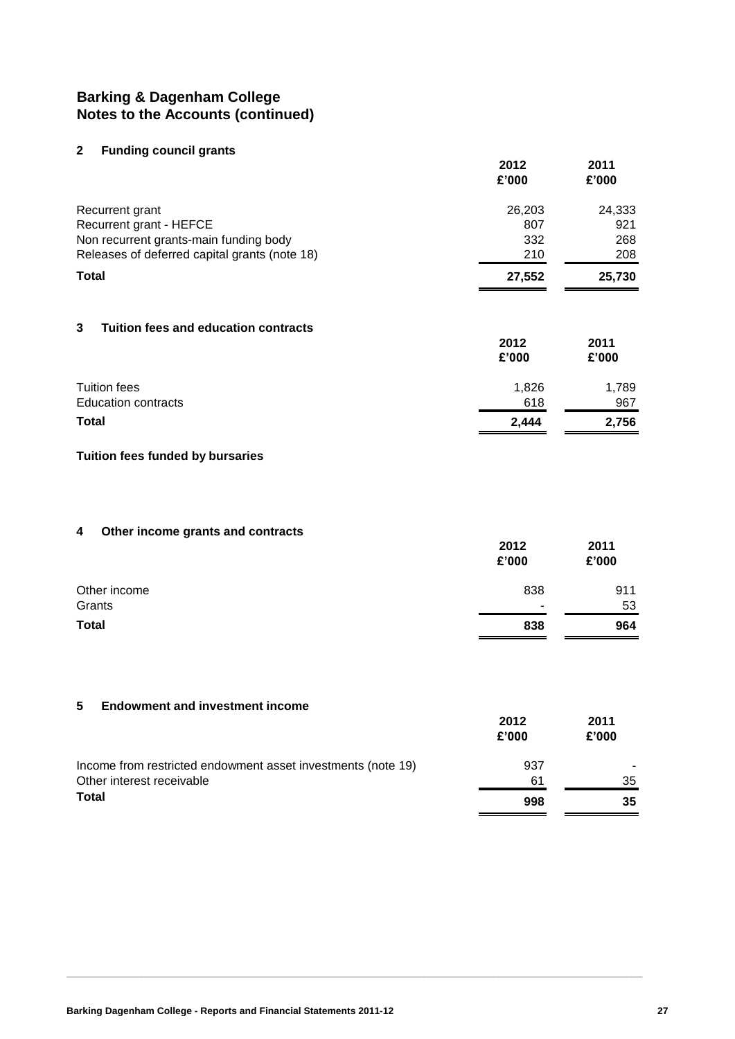# Barking & Dagenham College
# Notes to the Accounts (continued)

## 2 Funding council grants

| | 2012 £'000 | 2011 £'000 |
|---|---|---|
| Recurrent grant | 26,203 | 24,333 |
| Recurrent grant - HEFCE | 807 | 921 |
| Non recurrent grants-main funding body | 332 | 268 |
| Releases of deferred capital grants (note 18) | 210 | 208 |
| **Total** | **27,552** | **25,730** |

## 3 Tuition fees and education contracts

| | 2012 £'000 | 2011 £'000 |
|---|---|---|
| Tuition fees | 1,826 | 1,789 |
| Education contracts | 618 | 967 |
| **Total** | **2,444** | **2,756** |

**Tuition fees funded by bursaries**

## 4 Other income grants and contracts

| | 2012 £'000 | 2011 £'000 |
|---|---|---|
| Other income | 838 | 911 |
| Grants | - | 53 |
| **Total** | **838** | **964** |

## 5 Endowment and investment income

| | 2012 £'000 | 2011 £'000 |
|---|---|---|
| Income from restricted endowment asset investments (note 19) | 937 | - |
| Other interest receivable | 61 | 35 |
| **Total** | **998** | **35** |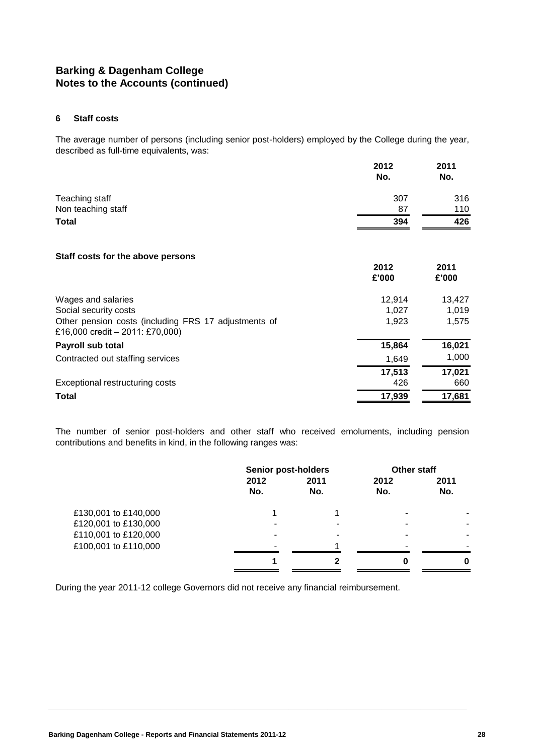## Barking & Dagenham College
## Notes to the Accounts (continued)

### 6 Staff costs

The average number of persons (including senior post-holders) employed by the College during the year, described as full-time equivalents, was:

| | 2012 No. | 2011 No. |
|---|---|---|
| Teaching staff | 307 | 316 |
| Non teaching staff | 87 | 110 |
| **Total** | **394** | **426** |

**Staff costs for the above persons**

| | 2012 £'000 | 2011 £'000 |
|---|---|---|
| Wages and salaries | 12,914 | 13,427 |
| Social security costs | 1,027 | 1,019 |
| Other pension costs (including FRS 17 adjustments of £16,000 credit – 2011: £70,000) | 1,923 | 1,575 |
| **Payroll sub total** | **15,864** | **16,021** |
| Contracted out staffing services | 1,649 | 1,000 |
| | 17,513 | 17,021 |
| Exceptional restructuring costs | 426 | 660 |
| **Total** | **17,939** | **17,681** |

The number of senior post-holders and other staff who received emoluments, including pension contributions and benefits in kind, in the following ranges was:

| | Senior post-holders | | Other staff | |
|---|---|---|---|---|
| | 2012 No. | 2011 No. | 2012 No. | 2011 No. |
| £130,001 to £140,000 | 1 | 1 | - | - |
| £120,001 to £130,000 | - | - | - | - |
| £110,001 to £120,000 | - | - | - | - |
| £100,001 to £110,000 | - | 1 | - | - |
| | **1** | **2** | **0** | **0** |

During the year 2011-12 college Governors did not receive any financial reimbursement.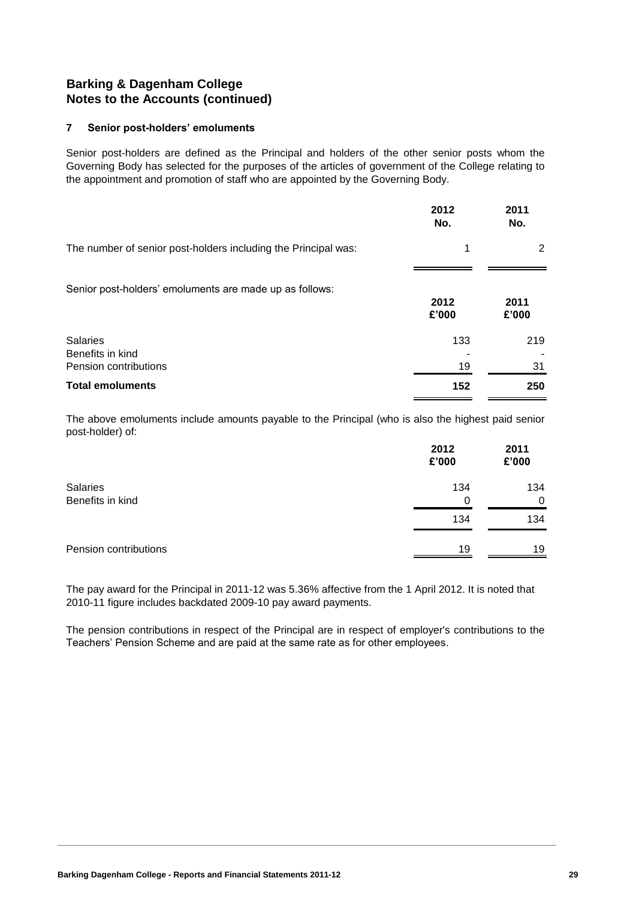## Barking & Dagenham College
## Notes to the Accounts (continued)

### 7 Senior post-holders' emoluments

Senior post-holders are defined as the Principal and holders of the other senior posts whom the Governing Body has selected for the purposes of the articles of government of the College relating to the appointment and promotion of staff who are appointed by the Governing Body.

| | 2012 No. | 2011 No. |
|---|---|---|
| The number of senior post-holders including the Principal was: | 1 | 2 |

Senior post-holders' emoluments are made up as follows:

| | 2012 £'000 | 2011 £'000 |
|---|---|---|
| Salaries | 133 | 219 |
| Benefits in kind | - | - |
| Pension contributions | 19 | 31 |
| **Total emoluments** | **152** | **250** |

The above emoluments include amounts payable to the Principal (who is also the highest paid senior post-holder) of:

| | 2012 £'000 | 2011 £'000 |
|---|---|---|
| Salaries | 134 | 134 |
| Benefits in kind | 0 | 0 |
| | 134 | 134 |
| Pension contributions | 19 | 19 |

The pay award for the Principal in 2011-12 was 5.36% affective from the 1 April 2012. It is noted that 2010-11 figure includes backdated 2009-10 pay award payments.

The pension contributions in respect of the Principal are in respect of employer's contributions to the Teachers' Pension Scheme and are paid at the same rate as for other employees.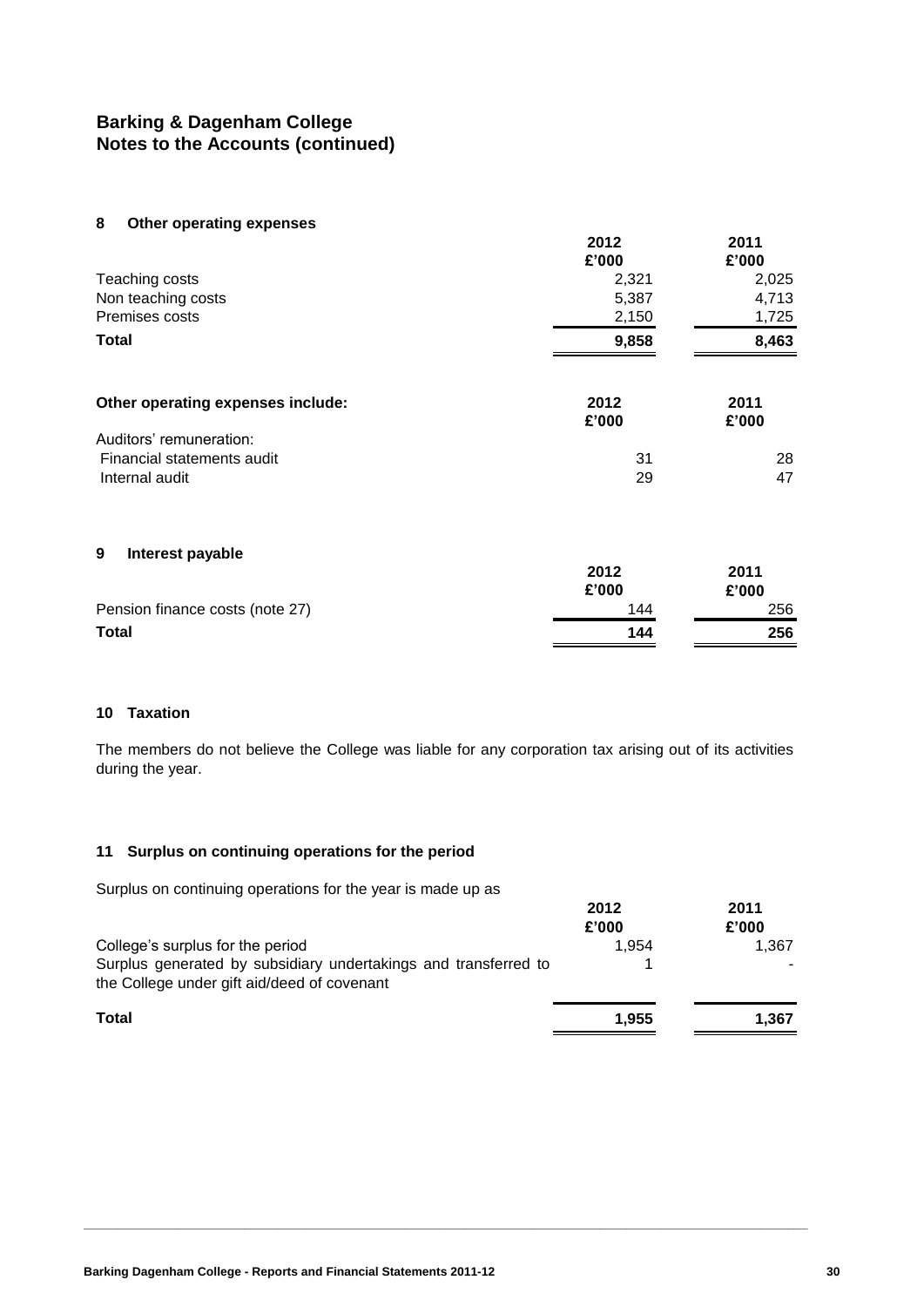# Barking & Dagenham College
## Notes to the Accounts (continued)

### 8 Other operating expenses

| | 2012 £'000 | 2011 £'000 |
|---|---|---|
| Teaching costs | 2,321 | 2,025 |
| Non teaching costs | 5,387 | 4,713 |
| Premises costs | 2,150 | 1,725 |
| **Total** | **9,858** | **8,463** |

| **Other operating expenses include:** | 2012 £'000 | 2011 £'000 |
|---|---|---|
| Auditors' remuneration: | | |
| Financial statements audit | 31 | 28 |
| Internal audit | 29 | 47 |

### 9 Interest payable

| | 2012 £'000 | 2011 £'000 |
|---|---|---|
| Pension finance costs (note 27) | 144 | 256 |
| **Total** | **144** | **256** |

### 10 Taxation

The members do not believe the College was liable for any corporation tax arising out of its activities during the year.

### 11 Surplus on continuing operations for the period

Surplus on continuing operations for the year is made up as

| | 2012 £'000 | 2011 £'000 |
|---|---|---|
| College's surplus for the period | 1,954 | 1,367 |
| Surplus generated by subsidiary undertakings and transferred to the College under gift aid/deed of covenant | 1 | - |
| **Total** | **1,955** | **1,367** |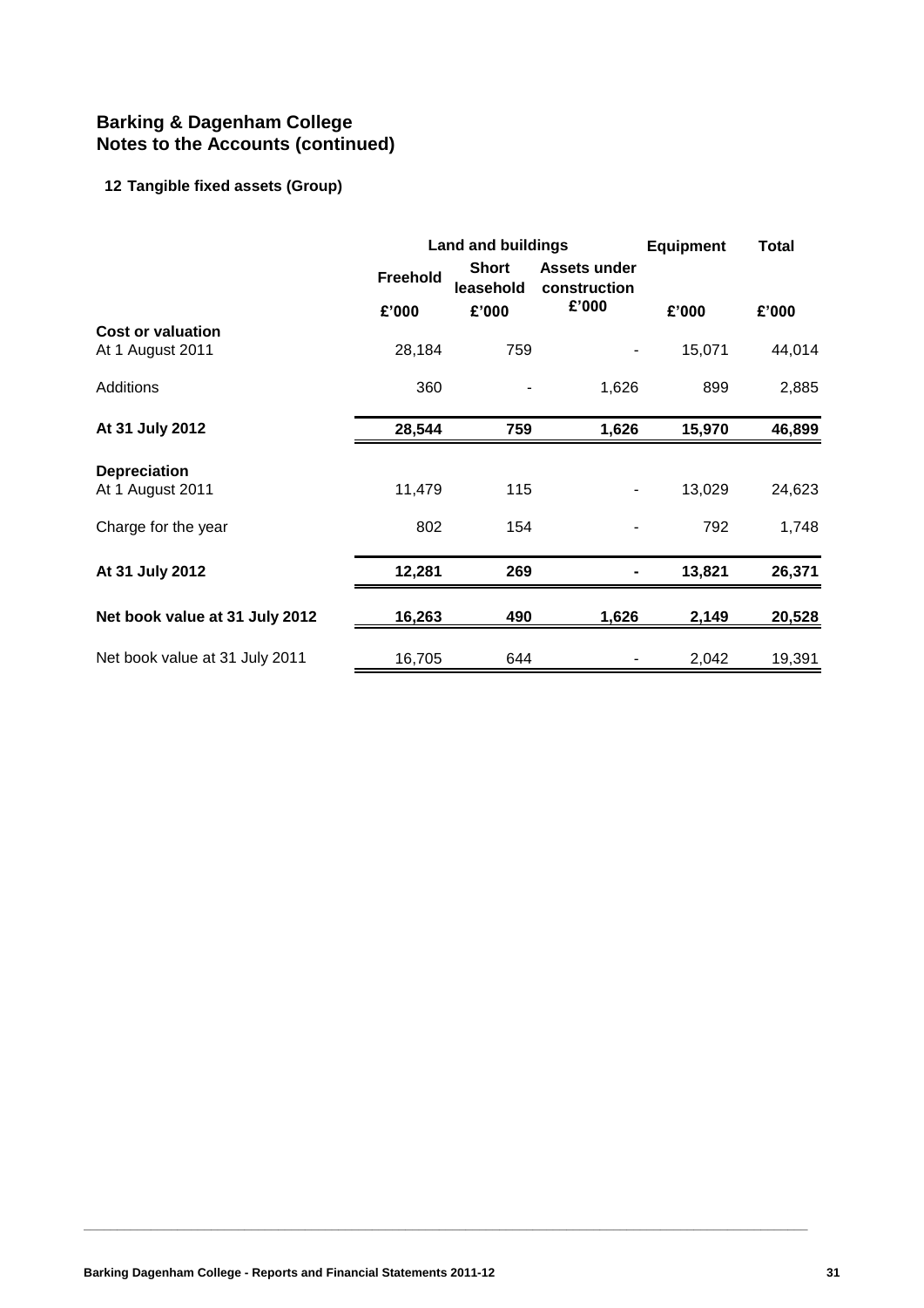**Barking & Dagenham College**
**Notes to the Accounts (continued)**

**12 Tangible fixed assets (Group)**

| | Land and buildings | | | Equipment | Total |
|---|---|---|---|---|---|
| | Freehold | Short leasehold | Assets under construction | | |
| | £'000 | £'000 | £'000 | £'000 | £'000 |
| **Cost or valuation** | | | | | |
| At 1 August 2011 | 28,184 | 759 | - | 15,071 | 44,014 |
| Additions | 360 | - | 1,626 | 899 | 2,885 |
| **At 31 July 2012** | **28,544** | **759** | **1,626** | **15,970** | **46,899** |
| **Depreciation** | | | | | |
| At 1 August 2011 | 11,479 | 115 | - | 13,029 | 24,623 |
| Charge for the year | 802 | 154 | - | 792 | 1,748 |
| **At 31 July 2012** | **12,281** | **269** | **-** | **13,821** | **26,371** |
| **Net book value at 31 July 2012** | **16,263** | **490** | **1,626** | **2,149** | **20,528** |
| Net book value at 31 July 2011 | 16,705 | 644 | - | 2,042 | 19,391 |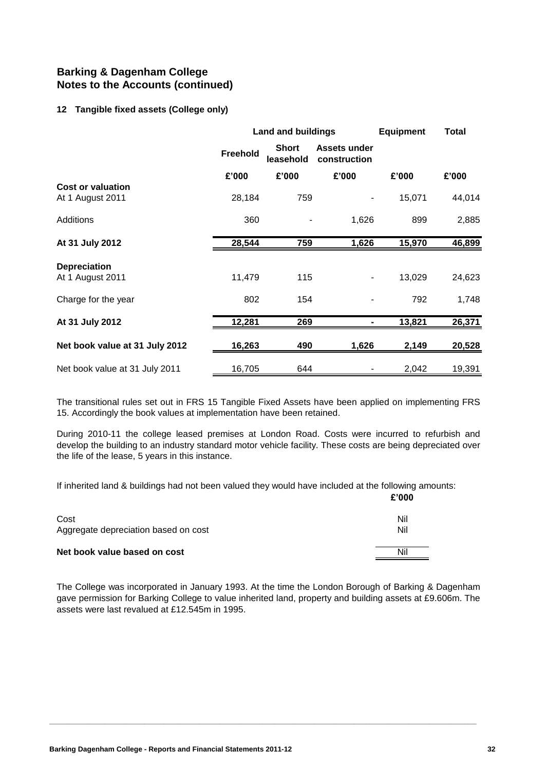# Barking & Dagenham College
## Notes to the Accounts (continued)

### 12 Tangible fixed assets (College only)

| | Land and buildings | | | Equipment | Total |
|---|---|---|---|---|---|
| | Freehold | Short leasehold | Assets under construction | | |
| | £'000 | £'000 | £'000 | £'000 | £'000 |
| **Cost or valuation** | | | | | |
| At 1 August 2011 | 28,184 | 759 | - | 15,071 | 44,014 |
| Additions | 360 | - | 1,626 | 899 | 2,885 |
| **At 31 July 2012** | **28,544** | **759** | **1,626** | **15,970** | **46,899** |
| **Depreciation** | | | | | |
| At 1 August 2011 | 11,479 | 115 | - | 13,029 | 24,623 |
| Charge for the year | 802 | 154 | - | 792 | 1,748 |
| **At 31 July 2012** | **12,281** | **269** | **-** | **13,821** | **26,371** |
| **Net book value at 31 July 2012** | **16,263** | **490** | **1,626** | **2,149** | **20,528** |
| Net book value at 31 July 2011 | 16,705 | 644 | - | 2,042 | 19,391 |

The transitional rules set out in FRS 15 Tangible Fixed Assets have been applied on implementing FRS 15. Accordingly the book values at implementation have been retained.

During 2010-11 the college leased premises at London Road. Costs were incurred to refurbish and develop the building to an industry standard motor vehicle facility. These costs are being depreciated over the life of the lease, 5 years in this instance.

If inherited land & buildings had not been valued they would have included at the following amounts:

| | £'000 |
|---|---|
| Cost | Nil |
| Aggregate depreciation based on cost | Nil |
| **Net book value based on cost** | Nil |

The College was incorporated in January 1993. At the time the London Borough of Barking & Dagenham gave permission for Barking College to value inherited land, property and building assets at £9.606m. The assets were last revalued at £12.545m in 1995.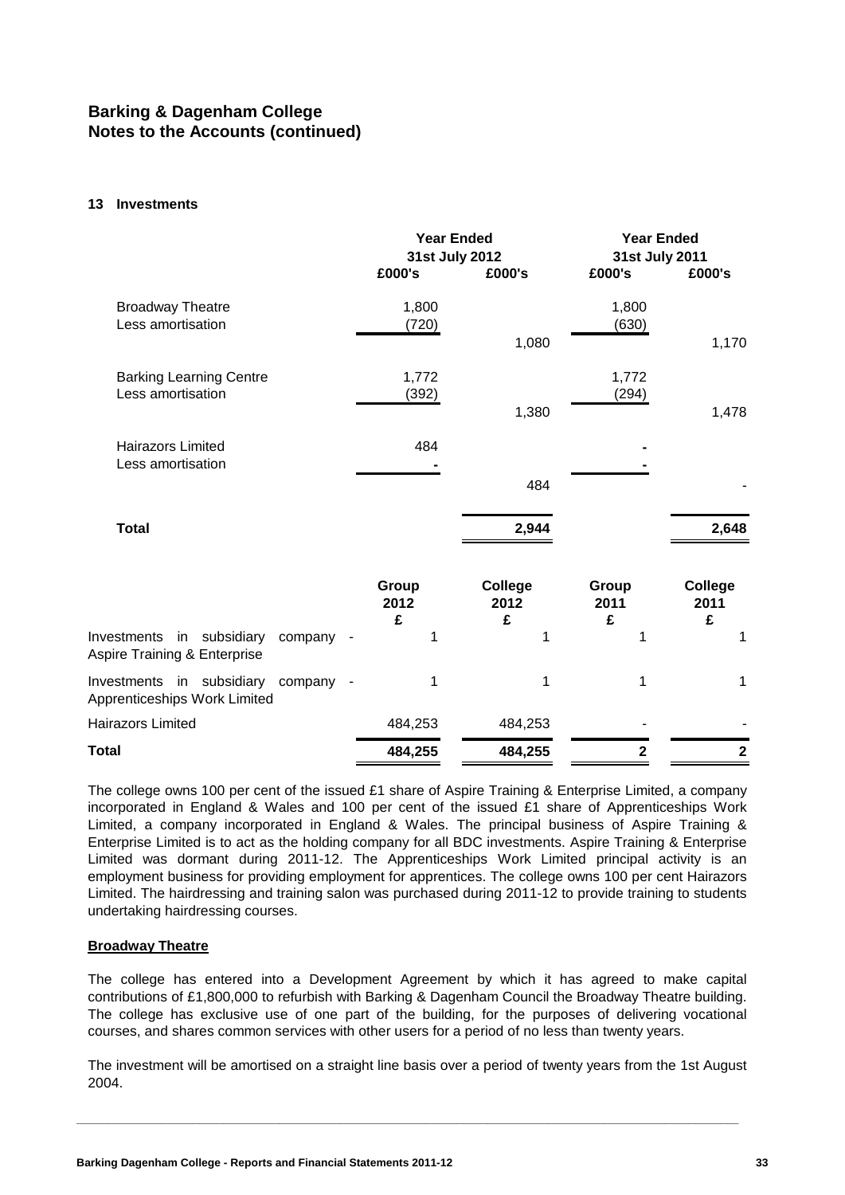## Barking & Dagenham College
## Notes to the Accounts (continued)

### 13 Investments

| | Year Ended 31st July 2012 | | Year Ended 31st July 2011 | |
|---|---|---|---|---|
| | £000's | £000's | £000's | £000's |
| Broadway Theatre | 1,800 | | 1,800 | |
| Less amortisation | (720) | | (630) | |
| | | 1,080 | | 1,170 |
| Barking Learning Centre | 1,772 | | 1,772 | |
| Less amortisation | (392) | | (294) | |
| | | 1,380 | | 1,478 |
| Hairazors Limited | 484 | | - | |
| Less amortisation | - | | - | |
| | | 484 | | - |
| **Total** | | **2,944** | | **2,648** |

| | Group 2012 £ | College 2012 £ | Group 2011 £ | College 2011 £ |
|---|---|---|---|---|
| Investments in subsidiary company - Aspire Training & Enterprise | 1 | 1 | 1 | 1 |
| Investments in subsidiary company - Apprenticeships Work Limited | 1 | 1 | 1 | 1 |
| Hairazors Limited | 484,253 | 484,253 | - | - |
| **Total** | **484,255** | **484,255** | **2** | **2** |

The college owns 100 per cent of the issued £1 share of Aspire Training & Enterprise Limited, a company incorporated in England & Wales and 100 per cent of the issued £1 share of Apprenticeships Work Limited, a company incorporated in England & Wales. The principal business of Aspire Training & Enterprise Limited is to act as the holding company for all BDC investments. Aspire Training & Enterprise Limited was dormant during 2011-12. The Apprenticeships Work Limited principal activity is an employment business for providing employment for apprentices. The college owns 100 per cent Hairazors Limited. The hairdressing and training salon was purchased during 2011-12 to provide training to students undertaking hairdressing courses.

**Broadway Theatre**

The college has entered into a Development Agreement by which it has agreed to make capital contributions of £1,800,000 to refurbish with Barking & Dagenham Council the Broadway Theatre building. The college has exclusive use of one part of the building, for the purposes of delivering vocational courses, and shares common services with other users for a period of no less than twenty years.

The investment will be amortised on a straight line basis over a period of twenty years from the 1st August 2004.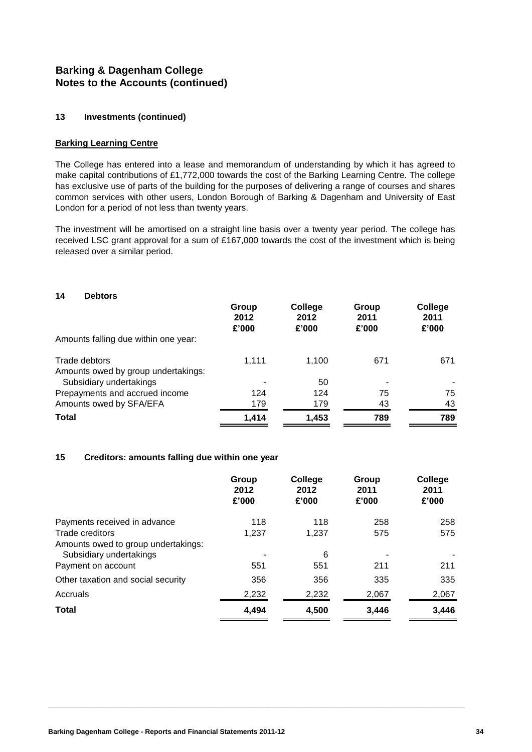## Barking & Dagenham College
## Notes to the Accounts (continued)

### 13 Investments (continued)

**Barking Learning Centre**

The College has entered into a lease and memorandum of understanding by which it has agreed to make capital contributions of £1,772,000 towards the cost of the Barking Learning Centre. The college has exclusive use of parts of the building for the purposes of delivering a range of courses and shares common services with other users, London Borough of Barking & Dagenham and University of East London for a period of not less than twenty years.

The investment will be amortised on a straight line basis over a twenty year period. The college has received LSC grant approval for a sum of £167,000 towards the cost of the investment which is being released over a similar period.

### 14 Debtors

| | Group 2012 £'000 | College 2012 £'000 | Group 2011 £'000 | College 2011 £'000 |
|---|---|---|---|---|
| Amounts falling due within one year: | | | | |
| Trade debtors | 1,111 | 1,100 | 671 | 671 |
| Amounts owed by group undertakings: | | | | |
| Subsidiary undertakings | - | 50 | - | - |
| Prepayments and accrued income | 124 | 124 | 75 | 75 |
| Amounts owed by SFA/EFA | 179 | 179 | 43 | 43 |
| **Total** | **1,414** | **1,453** | **789** | **789** |

### 15 Creditors: amounts falling due within one year

| | Group 2012 £'000 | College 2012 £'000 | Group 2011 £'000 | College 2011 £'000 |
|---|---|---|---|---|
| Payments received in advance | 118 | 118 | 258 | 258 |
| Trade creditors | 1,237 | 1,237 | 575 | 575 |
| Amounts owed to group undertakings: | | | | |
| Subsidiary undertakings | - | 6 | - | - |
| Payment on account | 551 | 551 | 211 | 211 |
| Other taxation and social security | 356 | 356 | 335 | 335 |
| Accruals | 2,232 | 2,232 | 2,067 | 2,067 |
| **Total** | **4,494** | **4,500** | **3,446** | **3,446** |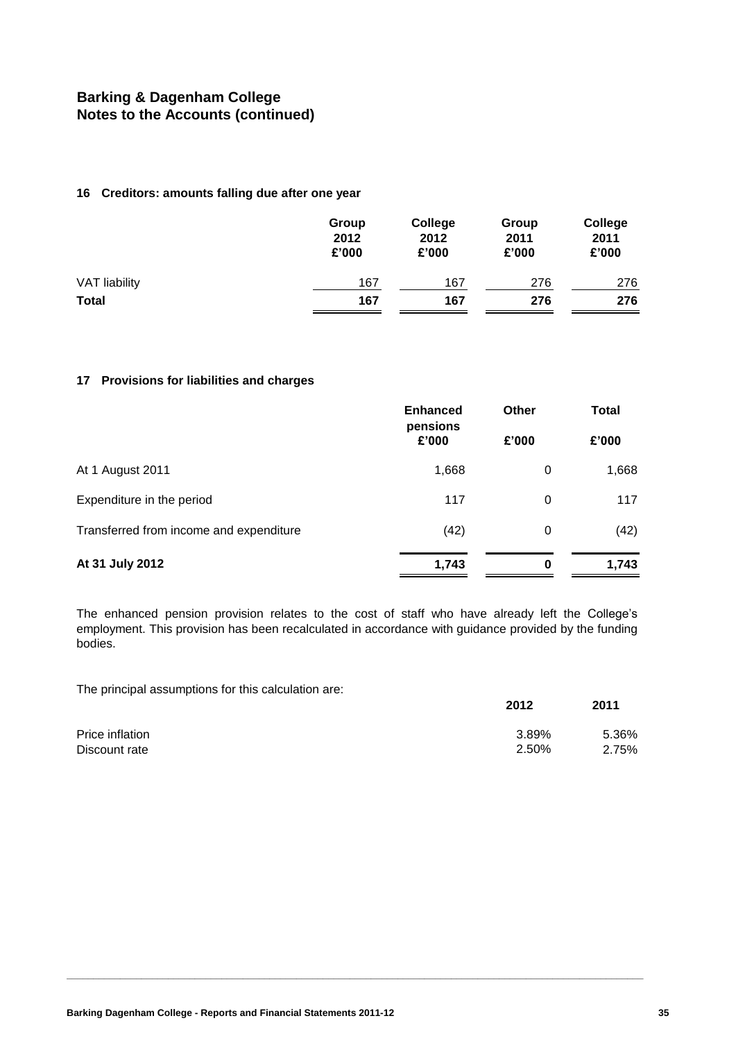## Barking & Dagenham College
## Notes to the Accounts (continued)

### 16 Creditors: amounts falling due after one year

| | Group 2012 £'000 | College 2012 £'000 | Group 2011 £'000 | College 2011 £'000 |
|---|---|---|---|---|
| VAT liability | 167 | 167 | 276 | 276 |
| **Total** | **167** | **167** | **276** | **276** |

### 17 Provisions for liabilities and charges

| | Enhanced pensions £'000 | Other £'000 | Total £'000 |
|---|---|---|---|
| At 1 August 2011 | 1,668 | 0 | 1,668 |
| Expenditure in the period | 117 | 0 | 117 |
| Transferred from income and expenditure | (42) | 0 | (42) |
| **At 31 July 2012** | **1,743** | **0** | **1,743** |

The enhanced pension provision relates to the cost of staff who have already left the College's employment. This provision has been recalculated in accordance with guidance provided by the funding bodies.

The principal assumptions for this calculation are:

| | 2012 | 2011 |
|---|---|---|
| Price inflation | 3.89% | 5.36% |
| Discount rate | 2.50% | 2.75% |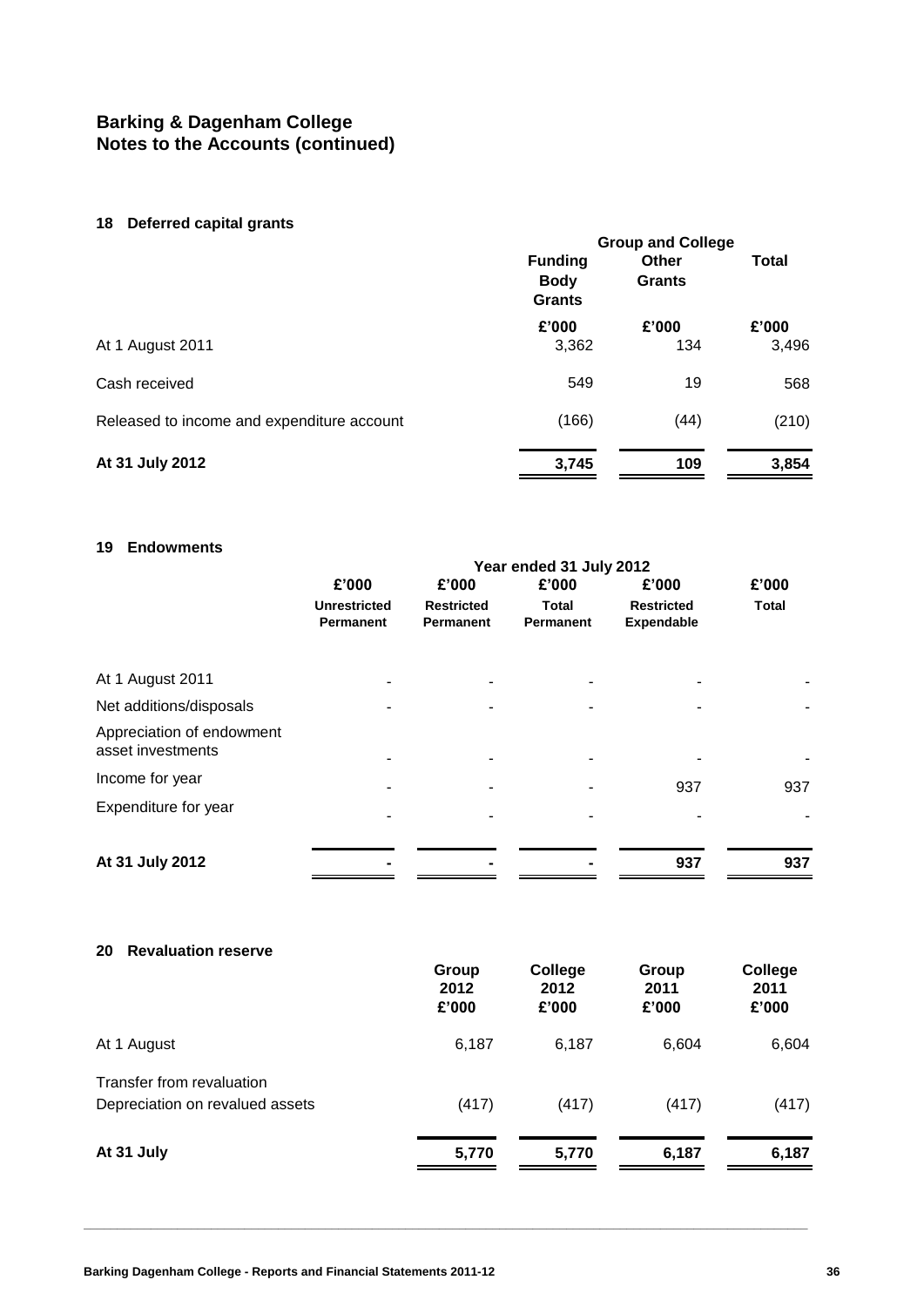## Barking & Dagenham College
## Notes to the Accounts (continued)

### 18 Deferred capital grants

| | Group and College | | |
|---|---|---|---|
| | Funding Body Grants | Other Grants | Total |
| | £'000 | £'000 | £'000 |
| At 1 August 2011 | 3,362 | 134 | 3,496 |
| Cash received | 549 | 19 | 568 |
| Released to income and expenditure account | (166) | (44) | (210) |
| **At 31 July 2012** | **3,745** | **109** | **3,854** |

### 19 Endowments

| | Year ended 31 July 2012 | | | | |
|---|---|---|---|---|---|
| | £'000 | £'000 | £'000 | £'000 | £'000 |
| | Unrestricted Permanent | Restricted Permanent | Total Permanent | Restricted Expendable | Total |
| At 1 August 2011 | - | - | - | - | - |
| Net additions/disposals | - | - | - | - | - |
| Appreciation of endowment asset investments | - | - | - | - | - |
| Income for year | - | - | - | 937 | 937 |
| Expenditure for year | - | - | - | - | - |
| **At 31 July 2012** | **-** | **-** | **-** | **937** | **937** |

### 20 Revaluation reserve

| | Group 2012 £'000 | College 2012 £'000 | Group 2011 £'000 | College 2011 £'000 |
|---|---|---|---|---|
| At 1 August | 6,187 | 6,187 | 6,604 | 6,604 |
| Transfer from revaluation Depreciation on revalued assets | (417) | (417) | (417) | (417) |
| **At 31 July** | **5,770** | **5,770** | **6,187** | **6,187** |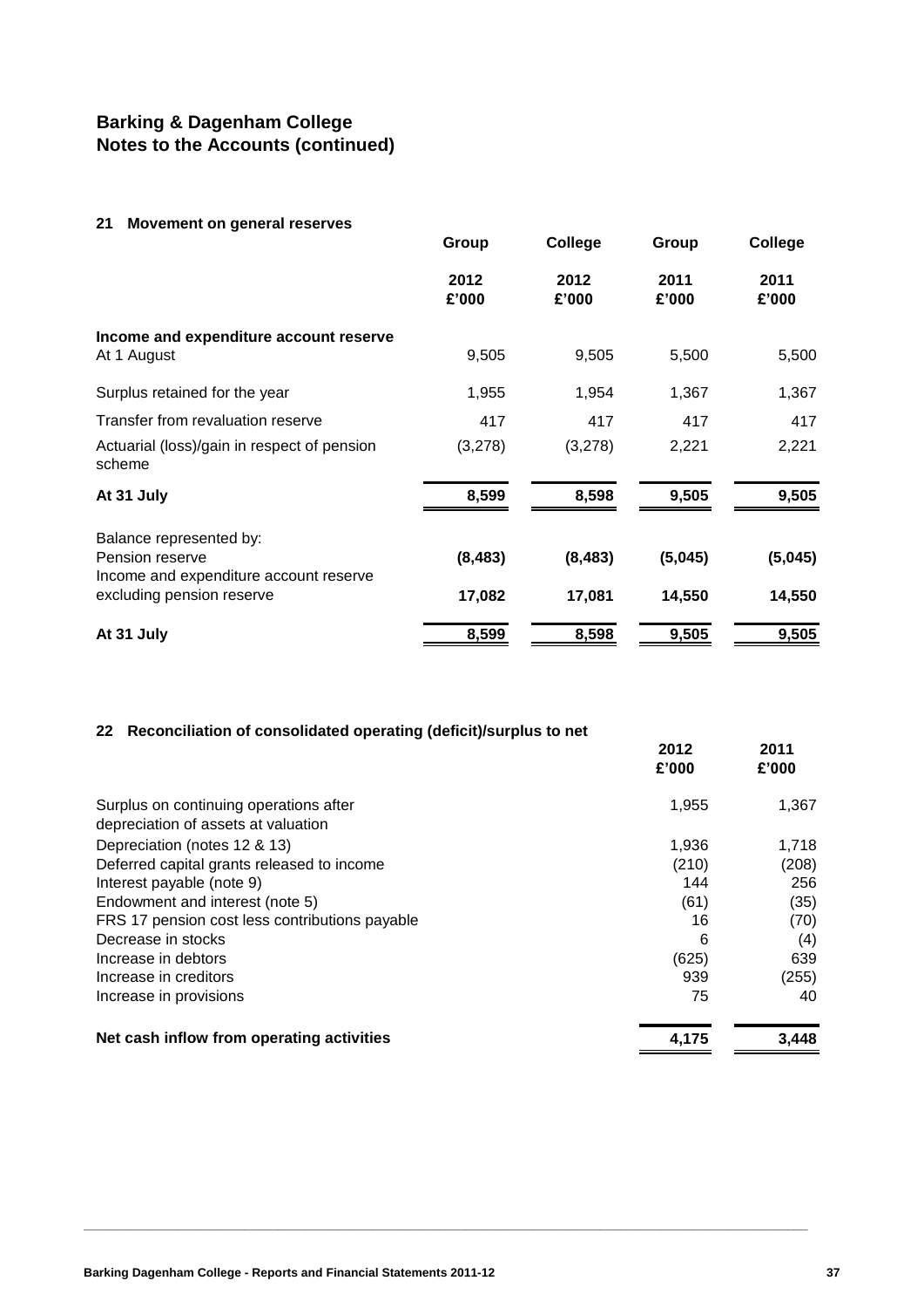# Barking & Dagenham College
## Notes to the Accounts (continued)

### 21 Movement on general reserves

| | Group | College | Group | College |
|---|---|---|---|---|
| | 2012 £'000 | 2012 £'000 | 2011 £'000 | 2011 £'000 |
| **Income and expenditure account reserve** | | | | |
| At 1 August | 9,505 | 9,505 | 5,500 | 5,500 |
| Surplus retained for the year | 1,955 | 1,954 | 1,367 | 1,367 |
| Transfer from revaluation reserve | 417 | 417 | 417 | 417 |
| Actuarial (loss)/gain in respect of pension scheme | (3,278) | (3,278) | 2,221 | 2,221 |
| **At 31 July** | **8,599** | **8,598** | **9,505** | **9,505** |
| Balance represented by: | | | | |
| Pension reserve | **(8,483)** | **(8,483)** | **(5,045)** | **(5,045)** |
| Income and expenditure account reserve excluding pension reserve | **17,082** | **17,081** | **14,550** | **14,550** |
| **At 31 July** | **8,599** | **8,598** | **9,505** | **9,505** |

### 22 Reconciliation of consolidated operating (deficit)/surplus to net

| | 2012 £'000 | 2011 £'000 |
|---|---|---|
| Surplus on continuing operations after depreciation of assets at valuation | 1,955 | 1,367 |
| Depreciation (notes 12 & 13) | 1,936 | 1,718 |
| Deferred capital grants released to income | (210) | (208) |
| Interest payable (note 9) | 144 | 256 |
| Endowment and interest (note 5) | (61) | (35) |
| FRS 17 pension cost less contributions payable | 16 | (70) |
| Decrease in stocks | 6 | (4) |
| Increase in debtors | (625) | 639 |
| Increase in creditors | 939 | (255) |
| Increase in provisions | 75 | 40 |
| **Net cash inflow from operating activities** | **4,175** | **3,448** |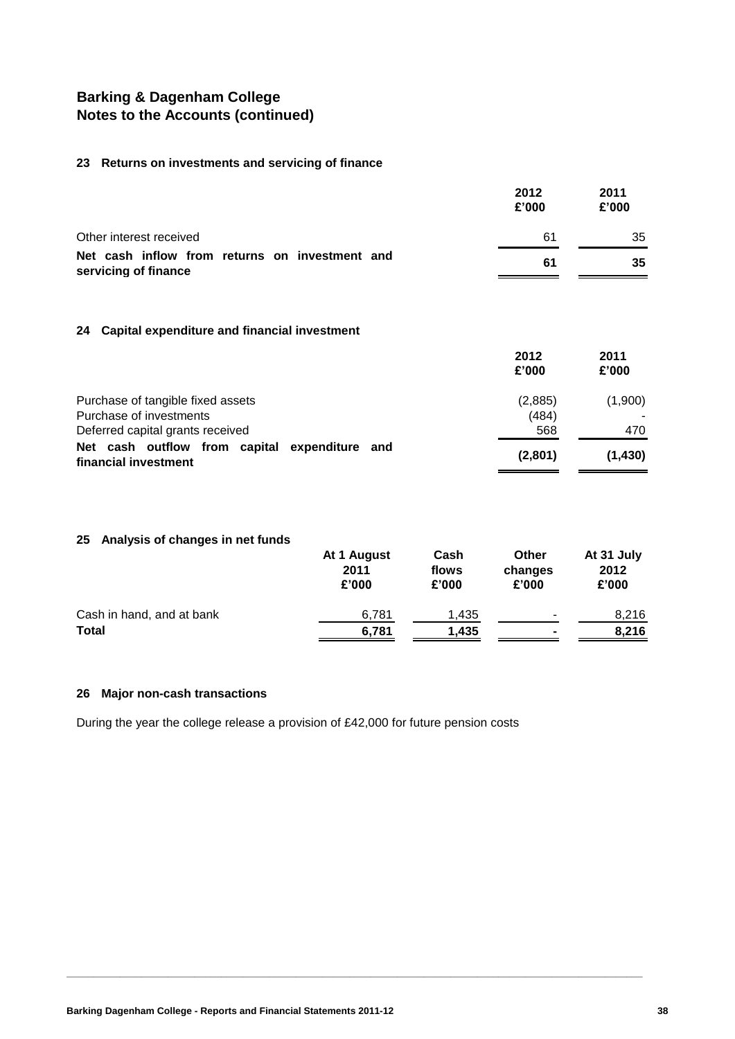# Barking & Dagenham College
# Notes to the Accounts (continued)

## 23 Returns on investments and servicing of finance

| | 2012 £'000 | 2011 £'000 |
|---|---|---|
| Other interest received | 61 | 35 |
| **Net cash inflow from returns on investment and servicing of finance** | **61** | **35** |

## 24 Capital expenditure and financial investment

| | 2012 £'000 | 2011 £'000 |
|---|---|---|
| Purchase of tangible fixed assets | (2,885) | (1,900) |
| Purchase of investments | (484) | - |
| Deferred capital grants received | 568 | 470 |
| **Net cash outflow from capital expenditure and financial investment** | **(2,801)** | **(1,430)** |

## 25 Analysis of changes in net funds

| | At 1 August 2011 £'000 | Cash flows £'000 | Other changes £'000 | At 31 July 2012 £'000 |
|---|---|---|---|---|
| Cash in hand, and at bank | 6,781 | 1,435 | - | 8,216 |
| **Total** | **6,781** | **1,435** | **-** | **8,216** |

## 26 Major non-cash transactions

During the year the college release a provision of £42,000 for future pension costs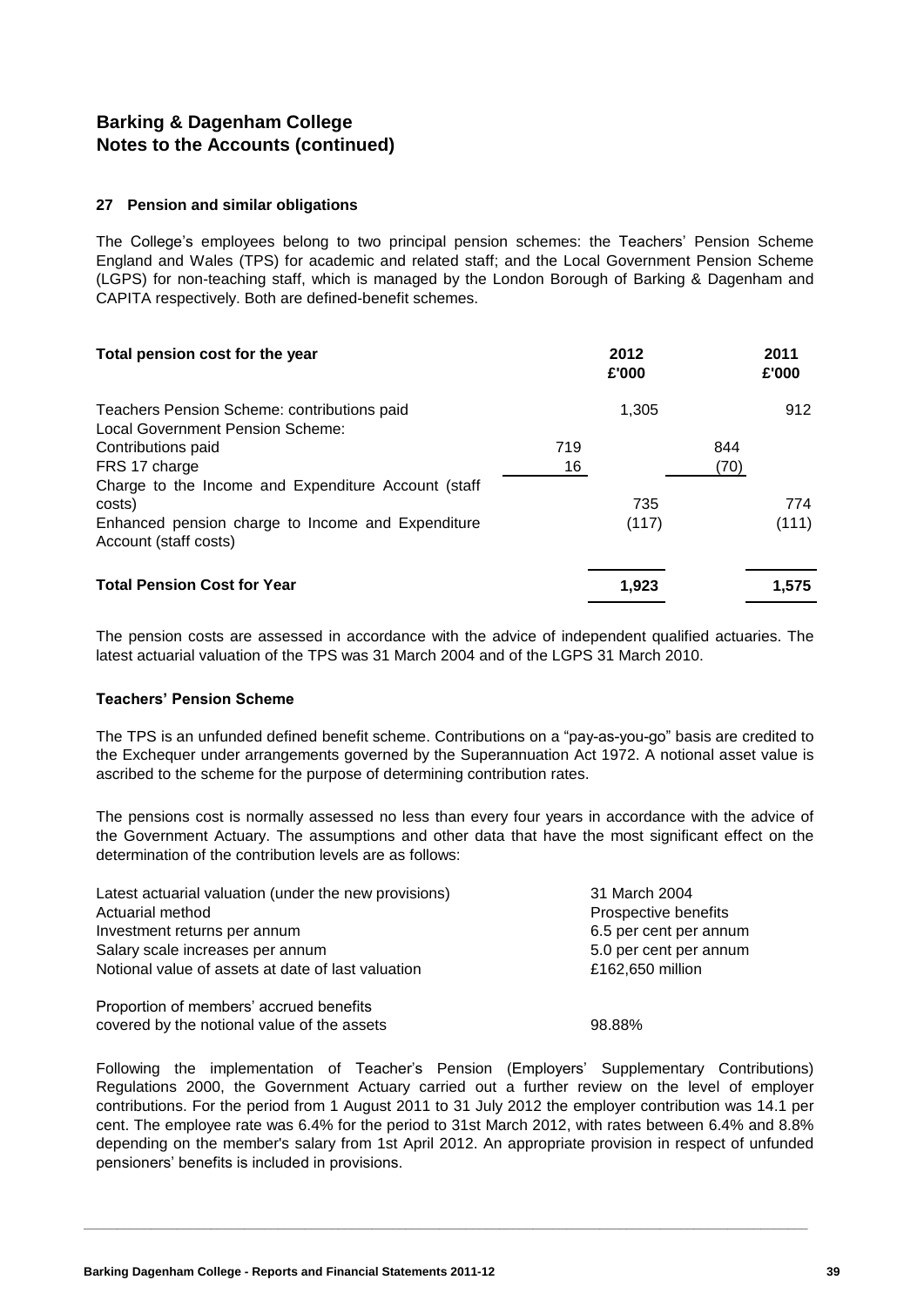## Barking & Dagenham College
## Notes to the Accounts (continued)

### 27 Pension and similar obligations

The College's employees belong to two principal pension schemes: the Teachers' Pension Scheme England and Wales (TPS) for academic and related staff; and the Local Government Pension Scheme (LGPS) for non-teaching staff, which is managed by the London Borough of Barking & Dagenham and CAPITA respectively. Both are defined-benefit schemes.

| **Total pension cost for the year** | | **2012 £'000** | | **2011 £'000** |
|---|---|---|---|---|
| Teachers Pension Scheme: contributions paid | | 1,305 | | 912 |
| Local Government Pension Scheme: | | | | |
| Contributions paid | 719 | | 844 | |
| FRS 17 charge | 16 | | (70) | |
| Charge to the Income and Expenditure Account (staff costs) | | 735 | | 774 |
| Enhanced pension charge to Income and Expenditure Account (staff costs) | | (117) | | (111) |
| **Total Pension Cost for Year** | | **1,923** | | **1,575** |

The pension costs are assessed in accordance with the advice of independent qualified actuaries. The latest actuarial valuation of the TPS was 31 March 2004 and of the LGPS 31 March 2010.

**Teachers' Pension Scheme**

The TPS is an unfunded defined benefit scheme. Contributions on a "pay-as-you-go" basis are credited to the Exchequer under arrangements governed by the Superannuation Act 1972. A notional asset value is ascribed to the scheme for the purpose of determining contribution rates.

The pensions cost is normally assessed no less than every four years in accordance with the advice of the Government Actuary. The assumptions and other data that have the most significant effect on the determination of the contribution levels are as follows:

| | |
|---|---|
| Latest actuarial valuation (under the new provisions) | 31 March 2004 |
| Actuarial method | Prospective benefits |
| Investment returns per annum | 6.5 per cent per annum |
| Salary scale increases per annum | 5.0 per cent per annum |
| Notional value of assets at date of last valuation | £162,650 million |
| Proportion of members' accrued benefits covered by the notional value of the assets | 98.88% |

Following the implementation of Teacher's Pension (Employers' Supplementary Contributions) Regulations 2000, the Government Actuary carried out a further review on the level of employer contributions. For the period from 1 August 2011 to 31 July 2012 the employer contribution was 14.1 per cent. The employee rate was 6.4% for the period to 31st March 2012, with rates between 6.4% and 8.8% depending on the member's salary from 1st April 2012. An appropriate provision in respect of unfunded pensioners' benefits is included in provisions.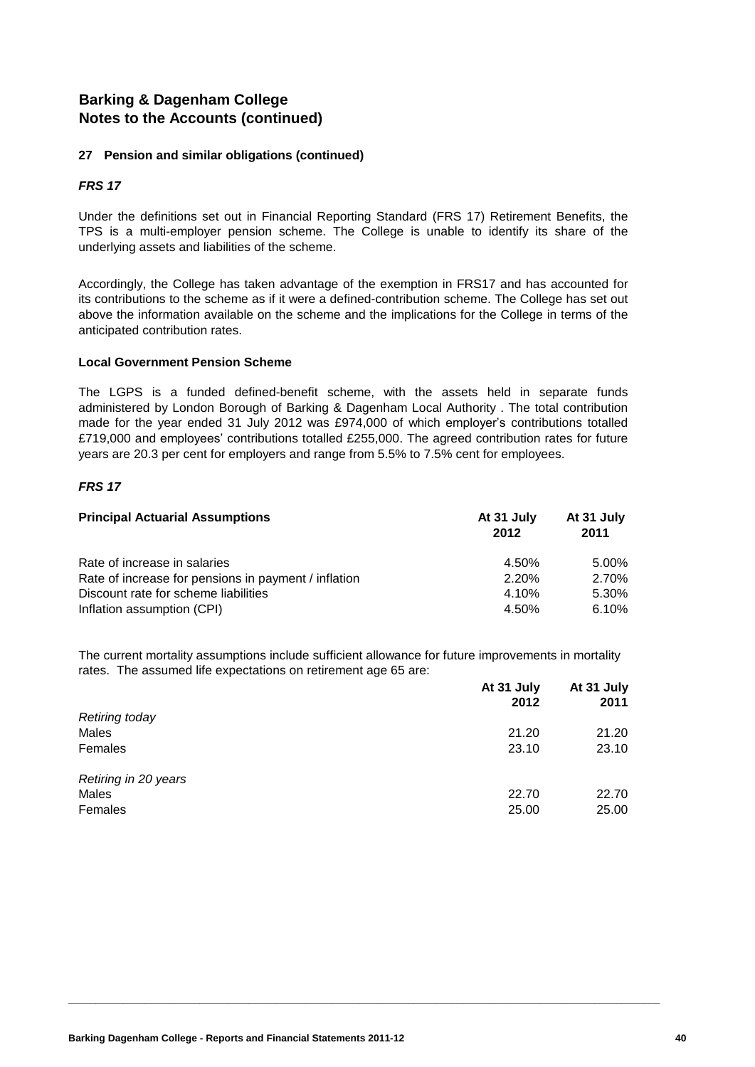## Barking & Dagenham College
## Notes to the Accounts (continued)

### 27 Pension and similar obligations (continued)

#### *FRS 17*

Under the definitions set out in Financial Reporting Standard (FRS 17) Retirement Benefits, the TPS is a multi-employer pension scheme. The College is unable to identify its share of the underlying assets and liabilities of the scheme.

Accordingly, the College has taken advantage of the exemption in FRS17 and has accounted for its contributions to the scheme as if it were a defined-contribution scheme. The College has set out above the information available on the scheme and the implications for the College in terms of the anticipated contribution rates.

#### Local Government Pension Scheme

The LGPS is a funded defined-benefit scheme, with the assets held in separate funds administered by London Borough of Barking & Dagenham Local Authority . The total contribution made for the year ended 31 July 2012 was £974,000 of which employer's contributions totalled £719,000 and employees' contributions totalled £255,000. The agreed contribution rates for future years are 20.3 per cent for employers and range from 5.5% to 7.5% cent for employees.

#### *FRS 17*

| **Principal Actuarial Assumptions** | **At 31 July 2012** | **At 31 July 2011** |
|---|---|---|
| Rate of increase in salaries | 4.50% | 5.00% |
| Rate of increase for pensions in payment / inflation | 2.20% | 2.70% |
| Discount rate for scheme liabilities | 4.10% | 5.30% |
| Inflation assumption (CPI) | 4.50% | 6.10% |

The current mortality assumptions include sufficient allowance for future improvements in mortality rates. The assumed life expectations on retirement age 65 are:

| | **At 31 July 2012** | **At 31 July 2011** |
|---|---|---|
| *Retiring today* | | |
| Males | 21.20 | 21.20 |
| Females | 23.10 | 23.10 |
| *Retiring in 20 years* | | |
| Males | 22.70 | 22.70 |
| Females | 25.00 | 25.00 |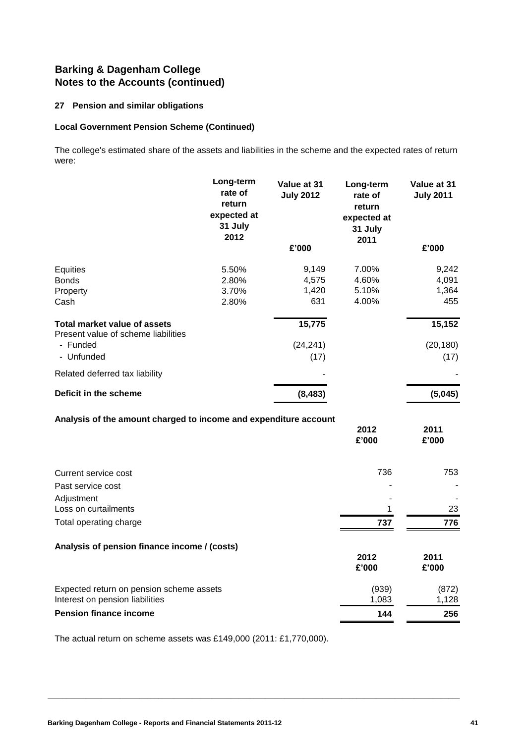# Barking & Dagenham College
## Notes to the Accounts (continued)

### 27 Pension and similar obligations

#### Local Government Pension Scheme (Continued)

The college's estimated share of the assets and liabilities in the scheme and the expected rates of return were:

| | Long-term rate of return expected at 31 July 2012 | Value at 31 July 2012 | Long-term rate of return expected at 31 July 2011 | Value at 31 July 2011 |
|---|---|---|---|---|
| | | £'000 | | £'000 |
| Equities | 5.50% | 9,149 | 7.00% | 9,242 |
| Bonds | 2.80% | 4,575 | 4.60% | 4,091 |
| Property | 3.70% | 1,420 | 5.10% | 1,364 |
| Cash | 2.80% | 631 | 4.00% | 455 |
| **Total market value of assets** | | **15,775** | | **15,152** |
| Present value of scheme liabilities | | | | |
| - Funded | | (24,241) | | (20,180) |
| - Unfunded | | (17) | | (17) |
| Related deferred tax liability | | - | | - |
| **Deficit in the scheme** | | **(8,483)** | | **(5,045)** |

**Analysis of the amount charged to income and expenditure account**

| | 2012 £'000 | 2011 £'000 |
|---|---|---|
| Current service cost | 736 | 753 |
| Past service cost | - | - |
| Adjustment | - | - |
| Loss on curtailments | 1 | 23 |
| Total operating charge | **737** | **776** |

**Analysis of pension finance income / (costs)**

| | 2012 £'000 | 2011 £'000 |
|---|---|---|
| Expected return on pension scheme assets | (939) | (872) |
| Interest on pension liabilities | 1,083 | 1,128 |
| **Pension finance income** | **144** | **256** |

The actual return on scheme assets was £149,000 (2011: £1,770,000).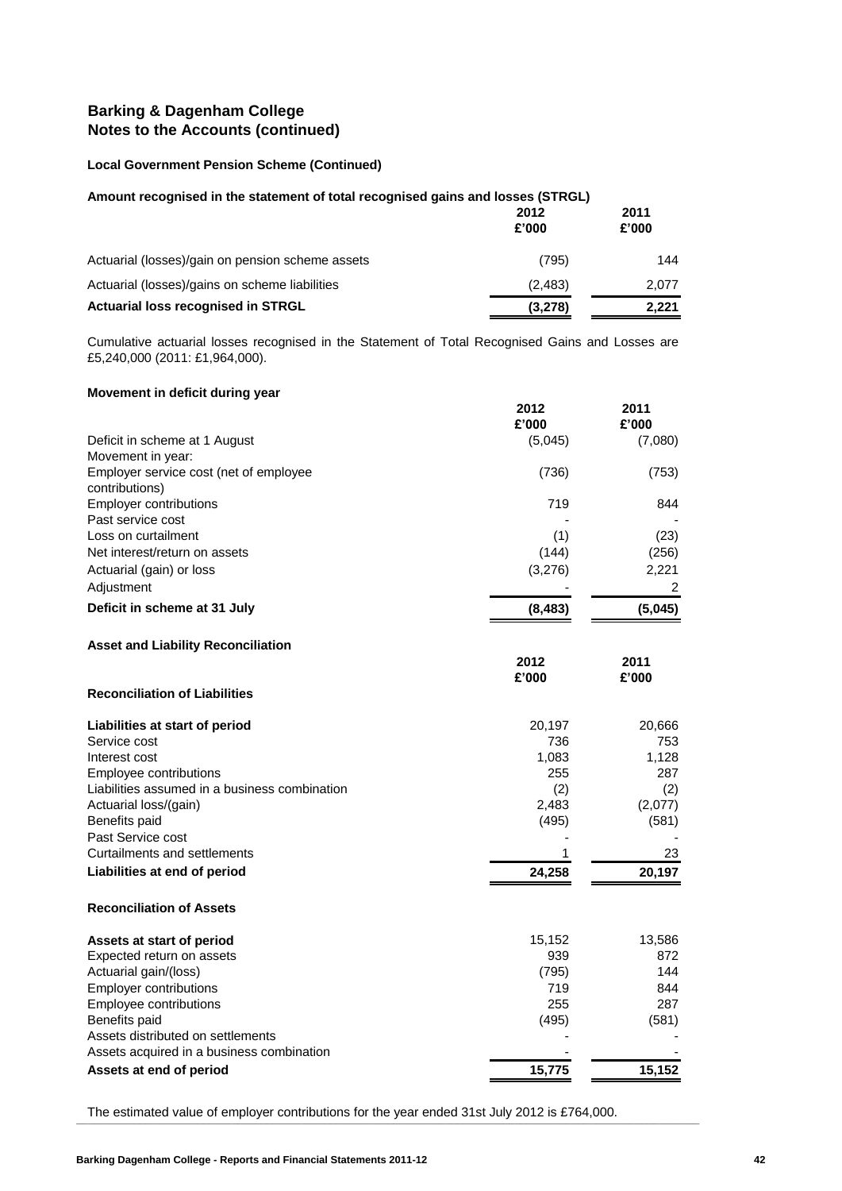## Barking & Dagenham College
## Notes to the Accounts (continued)

### Local Government Pension Scheme (Continued)

#### Amount recognised in the statement of total recognised gains and losses (STRGL)

| | 2012 £'000 | 2011 £'000 |
|---|---|---|
| Actuarial (losses)/gain on pension scheme assets | (795) | 144 |
| Actuarial (losses)/gains on scheme liabilities | (2,483) | 2,077 |
| **Actuarial loss recognised in STRGL** | **(3,278)** | **2,221** |

Cumulative actuarial losses recognised in the Statement of Total Recognised Gains and Losses are £5,240,000 (2011: £1,964,000).

#### Movement in deficit during year

| | 2012 £'000 | 2011 £'000 |
|---|---|---|
| Deficit in scheme at 1 August | (5,045) | (7,080) |
| Movement in year: | | |
| Employer service cost (net of employee contributions) | (736) | (753) |
| Employer contributions | 719 | 844 |
| Past service cost | - | - |
| Loss on curtailment | (1) | (23) |
| Net interest/return on assets | (144) | (256) |
| Actuarial (gain) or loss | (3,276) | 2,221 |
| Adjustment | - | 2 |
| **Deficit in scheme at 31 July** | **(8,483)** | **(5,045)** |

#### Asset and Liability Reconciliation

| | 2012 £'000 | 2011 £'000 |
|---|---|---|
| **Reconciliation of Liabilities** | | |
| **Liabilities at start of period** | 20,197 | 20,666 |
| Service cost | 736 | 753 |
| Interest cost | 1,083 | 1,128 |
| Employee contributions | 255 | 287 |
| Liabilities assumed in a business combination | (2) | (2) |
| Actuarial loss/(gain) | 2,483 | (2,077) |
| Benefits paid | (495) | (581) |
| Past Service cost | - | - |
| Curtailments and settlements | 1 | 23 |
| **Liabilities at end of period** | **24,258** | **20,197** |
| **Reconciliation of Assets** | | |
| **Assets at start of period** | 15,152 | 13,586 |
| Expected return on assets | 939 | 872 |
| Actuarial gain/(loss) | (795) | 144 |
| Employer contributions | 719 | 844 |
| Employee contributions | 255 | 287 |
| Benefits paid | (495) | (581) |
| Assets distributed on settlements | - | - |
| Assets acquired in a business combination | - | - |
| **Assets at end of period** | **15,775** | **15,152** |

The estimated value of employer contributions for the year ended 31st July 2012 is £764,000.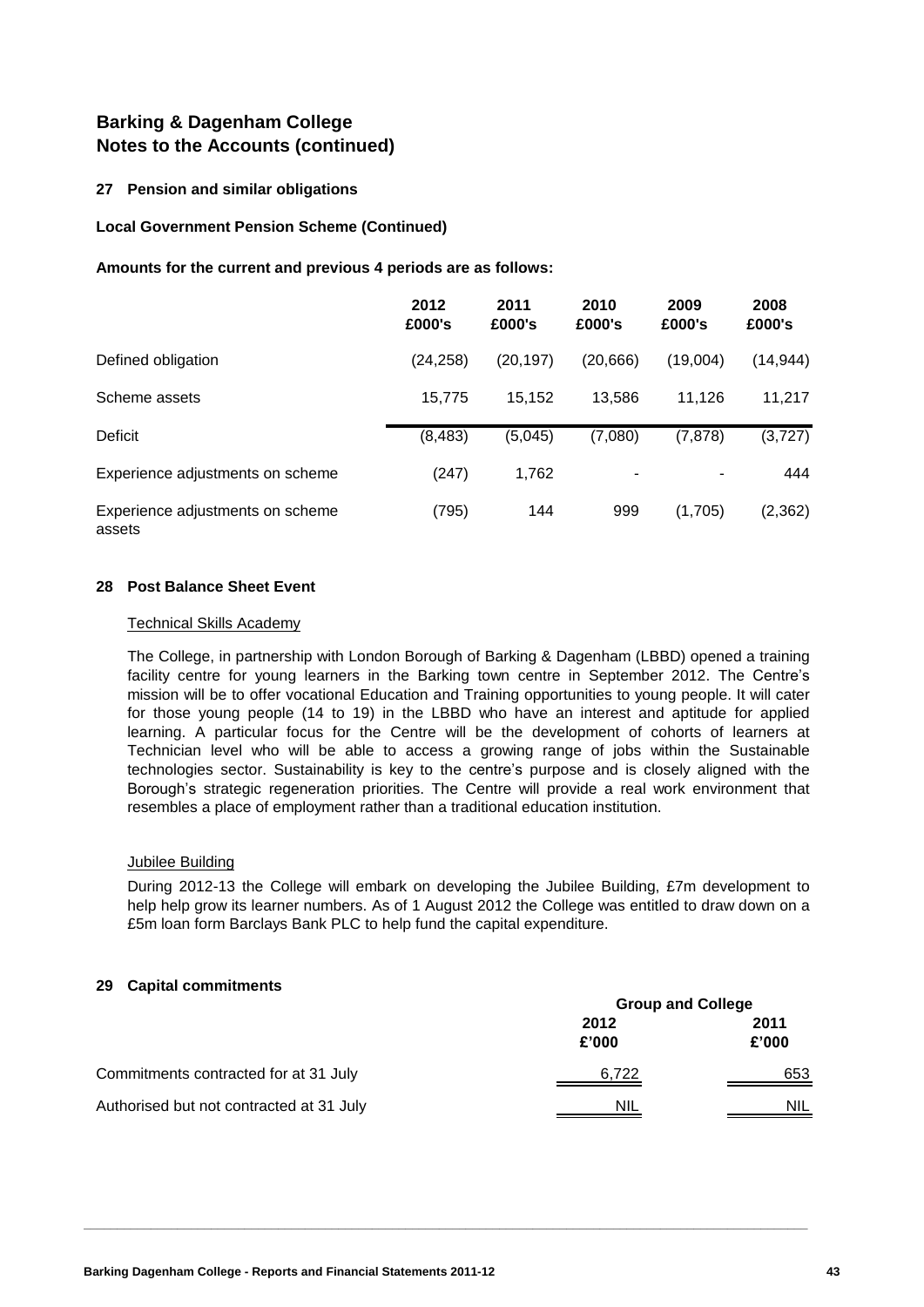## Barking & Dagenham College
## Notes to the Accounts (continued)

### 27 Pension and similar obligations

**Local Government Pension Scheme (Continued)**

**Amounts for the current and previous 4 periods are as follows:**

| | 2012 £000's | 2011 £000's | 2010 £000's | 2009 £000's | 2008 £000's |
|---|---|---|---|---|---|
| Defined obligation | (24,258) | (20,197) | (20,666) | (19,004) | (14,944) |
| Scheme assets | 15,775 | 15,152 | 13,586 | 11,126 | 11,217 |
| Deficit | (8,483) | (5,045) | (7,080) | (7,878) | (3,727) |
| Experience adjustments on scheme | (247) | 1,762 | - | - | 444 |
| Experience adjustments on scheme assets | (795) | 144 | 999 | (1,705) | (2,362) |

### 28 Post Balance Sheet Event

Technical Skills Academy

The College, in partnership with London Borough of Barking & Dagenham (LBBD) opened a training facility centre for young learners in the Barking town centre in September 2012. The Centre's mission will be to offer vocational Education and Training opportunities to young people. It will cater for those young people (14 to 19) in the LBBD who have an interest and aptitude for applied learning. A particular focus for the Centre will be the development of cohorts of learners at Technician level who will be able to access a growing range of jobs within the Sustainable technologies sector. Sustainability is key to the centre's purpose and is closely aligned with the Borough's strategic regeneration priorities. The Centre will provide a real work environment that resembles a place of employment rather than a traditional education institution.

Jubilee Building

During 2012-13 the College will embark on developing the Jubilee Building, £7m development to help help grow its learner numbers. As of 1 August 2012 the College was entitled to draw down on a £5m loan form Barclays Bank PLC to help fund the capital expenditure.

### 29 Capital commitments

| | Group and College | |
|---|---|---|
| | 2012 £'000 | 2011 £'000 |
| Commitments contracted for at 31 July | 6,722 | 653 |
| Authorised but not contracted at 31 July | NIL | NIL |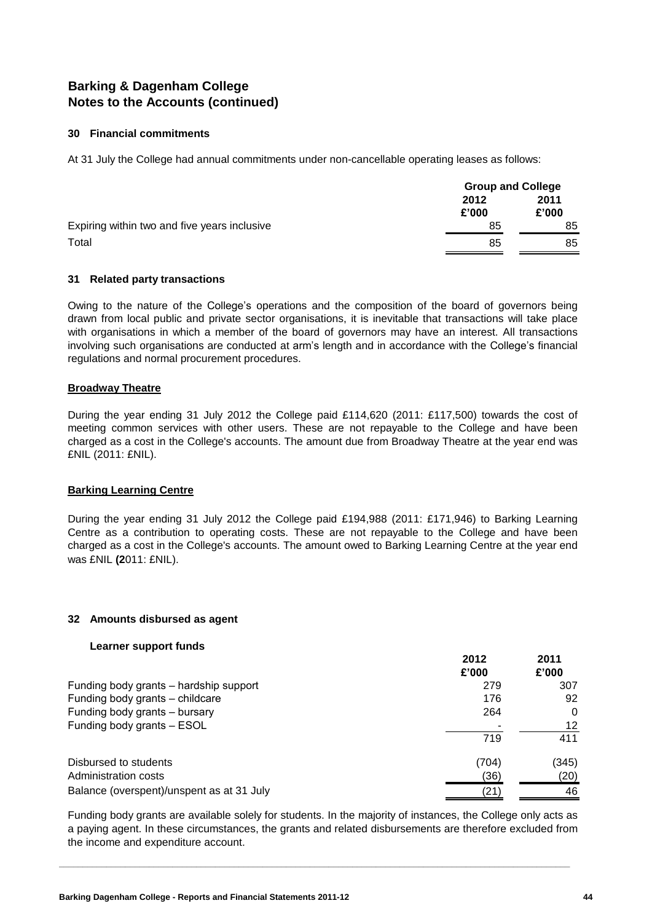# Barking & Dagenham College
# Notes to the Accounts (continued)

### 30 Financial commitments

At 31 July the College had annual commitments under non-cancellable operating leases as follows:

| | Group and College | |
|---|---|---|
| | 2012 £'000 | 2011 £'000 |
| Expiring within two and five years inclusive | 85 | 85 |
| Total | 85 | 85 |

### 31 Related party transactions

Owing to the nature of the College's operations and the composition of the board of governors being drawn from local public and private sector organisations, it is inevitable that transactions will take place with organisations in which a member of the board of governors may have an interest. All transactions involving such organisations are conducted at arm's length and in accordance with the College's financial regulations and normal procurement procedures.

**Broadway Theatre**

During the year ending 31 July 2012 the College paid £114,620 (2011: £117,500) towards the cost of meeting common services with other users. These are not repayable to the College and have been charged as a cost in the College's accounts. The amount due from Broadway Theatre at the year end was £NIL (2011: £NIL).

**Barking Learning Centre**

During the year ending 31 July 2012 the College paid £194,988 (2011: £171,946) to Barking Learning Centre as a contribution to operating costs. These are not repayable to the College and have been charged as a cost in the College's accounts. The amount owed to Barking Learning Centre at the year end was £NIL **(2**011: £NIL).

### 32 Amounts disbursed as agent

**Learner support funds**

| | 2012 £'000 | 2011 £'000 |
|---|---|---|
| Funding body grants – hardship support | 279 | 307 |
| Funding body grants – childcare | 176 | 92 |
| Funding body grants – bursary | 264 | 0 |
| Funding body grants – ESOL | - | 12 |
| | 719 | 411 |
| Disbursed to students | (704) | (345) |
| Administration costs | (36) | (20) |
| Balance (overspent)/unspent as at 31 July | (21) | 46 |

Funding body grants are available solely for students. In the majority of instances, the College only acts as a paying agent. In these circumstances, the grants and related disbursements are therefore excluded from the income and expenditure account.